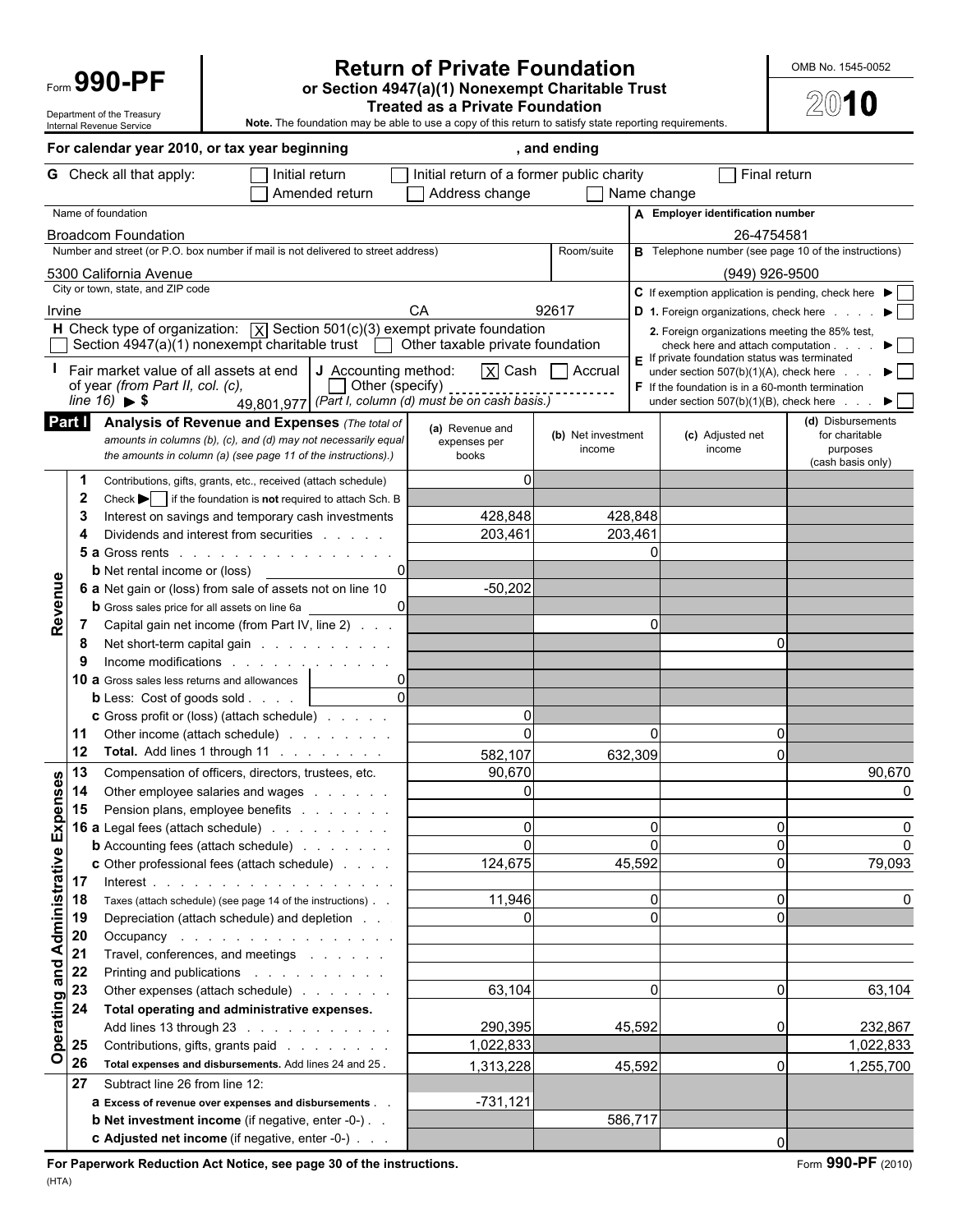Form **990-PF**

Department of the Treasury
Internal Revenue Service

# Return of Private Foundation

**or Section 4947(a)(1) Nonexempt Charitable Trust Treated as a Private Foundation**

**Note.** The foundation may be able to use a copy of this return to satisfy state reporting requirements.

OMB No. 1545-0052

**2010**

**For calendar year 2010, or tax year beginning , and ending**

**G** Check all that apply: ☐ Initial return ☐ Initial return of a former public charity ☐ Final return ☐ Amended return ☐ Address change ☐ Name change

Name of foundation: Broadcom Foundation

**A** Employer identification number: 26-4754581

Number and street (or P.O. box number if mail is not delivered to street address): 5300 California Avenue — Room/suite:

**B** Telephone number (see page 10 of the instructions): (949) 926-9500

City or town, state, and ZIP code: Irvine CA 92617

**C** If exemption application is pending, check here ☐

**D 1.** Foreign organizations, check here ☐

**2.** Foreign organizations meeting the 85% test, check here and attach computation ☐

**H** Check type of organization: ☒ Section 501(c)(3) exempt private foundation ☐ Section 4947(a)(1) nonexempt charitable trust ☐ Other taxable private foundation

**E** If private foundation status was terminated under section 507(b)(1)(A), check here ☐

**I** Fair market value of all assets at end of year *(from Part II, col. (c), line 16)* ▶ $ 49,801,977

**J** Accounting method: ☒ Cash ☐ Accrual ☐ Other (specify) *(Part I, column (d) must be on cash basis.)*

**F** If the foundation is in a 60-month termination under section 507(b)(1)(B), check here ☐

## Part I — Analysis of Revenue and Expenses

*(The total of amounts in columns (b), (c), and (d) may not necessarily equal the amounts in column (a) (see page 11 of the instructions).)*

| | Line | Description | (a) Revenue and expenses per books | (b) Net investment income | (c) Adjusted net income | (d) Disbursements for charitable purposes (cash basis only) |
|---|---|---|---|---|---|---|
| Revenue | 1 | Contributions, gifts, grants, etc., received (attach schedule) | 0 | | | |
| | 2 | Check ▶ ☐ if the foundation is **not** required to attach Sch. B | | | | |
| | 3 | Interest on savings and temporary cash investments | 428,848 | 428,848 | | |
| | 4 | Dividends and interest from securities | 203,461 | 203,461 | | |
| | 5a | Gross rents | | 0 | | |
| | b | Net rental income or (loss) 0 | | | | |
| | 6a | Net gain or (loss) from sale of assets not on line 10 | -50,202 | | | |
| | b | Gross sales price for all assets on line 6a 0 | | | | |
| | 7 | Capital gain net income (from Part IV, line 2) | | 0 | | |
| | 8 | Net short-term capital gain | | | 0 | |
| | 9 | Income modifications | | | | |
| | 10a | Gross sales less returns and allowances 0 | | | | |
| | b | Less: Cost of goods sold 0 | | | | |
| | c | Gross profit or (loss) (attach schedule) | 0 | | | |
| | 11 | Other income (attach schedule) | 0 | 0 | 0 | |
| | 12 | **Total.** Add lines 1 through 11 | 582,107 | 632,309 | 0 | |
| Operating and Administrative Expenses | 13 | Compensation of officers, directors, trustees, etc. | 90,670 | | | 90,670 |
| | 14 | Other employee salaries and wages | 0 | | | 0 |
| | 15 | Pension plans, employee benefits | | | | |
| | 16a | Legal fees (attach schedule) | 0 | 0 | 0 | 0 |
| | b | Accounting fees (attach schedule) | 0 | 0 | 0 | 0 |
| | c | Other professional fees (attach schedule) | 124,675 | 45,592 | 0 | 79,093 |
| | 17 | Interest | | | | |
| | 18 | Taxes (attach schedule) (see page 14 of the instructions) | 11,946 | 0 | 0 | 0 |
| | 19 | Depreciation (attach schedule) and depletion | 0 | 0 | 0 | |
| | 20 | Occupancy | | | | |
| | 21 | Travel, conferences, and meetings | | | | |
| | 22 | Printing and publications | | | | |
| | 23 | Other expenses (attach schedule) | 63,104 | 0 | 0 | 63,104 |
| | 24 | **Total operating and administrative expenses.** Add lines 13 through 23 | 290,395 | 45,592 | 0 | 232,867 |
| | 25 | Contributions, gifts, grants paid | 1,022,833 | | | 1,022,833 |
| | 26 | **Total expenses and disbursements.** Add lines 24 and 25 | 1,313,228 | 45,592 | 0 | 1,255,700 |
| | 27 | Subtract line 26 from line 12: | | | | |
| | a | **Excess of revenue over expenses and disbursements** | -731,121 | | | |
| | b | **Net investment income** (if negative, enter -0-) | | 586,717 | | |
| | c | **Adjusted net income** (if negative, enter -0-) | | | 0 | |

**For Paperwork Reduction Act Notice, see page 30 of the instructions.**

(HTA)

Form **990-PF** (2010)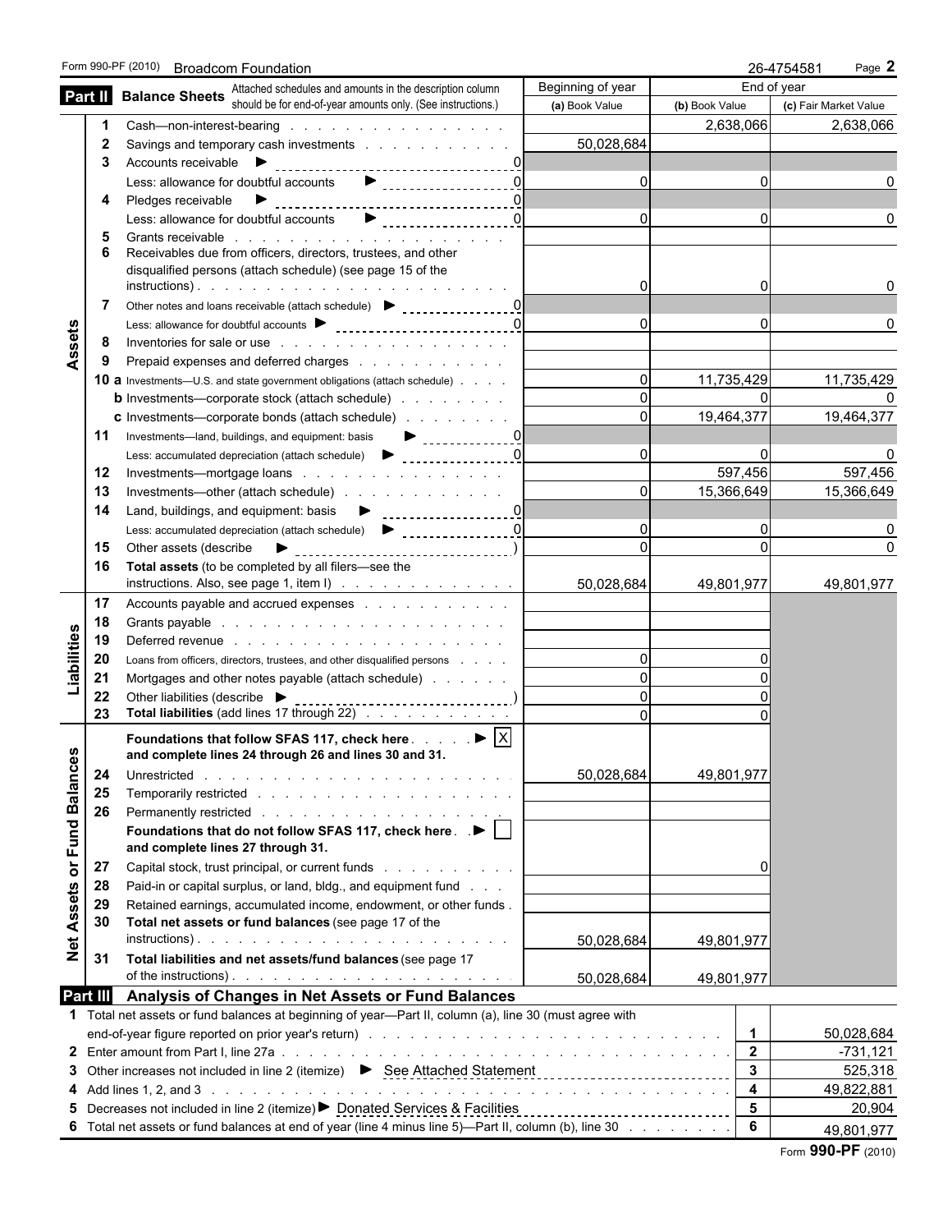Form 990-PF (2010) Broadcom Foundation 26-4754581 Page **2**

## Part II Balance Sheets

Attached schedules and amounts in the description column should be for end-of-year amounts only. (See instructions.)

| | | | Beginning of year | End of year | |
|---|---|---|---|---|---|
| | | | (a) Book Value | (b) Book Value | (c) Fair Market Value |
| **Assets** | 1 | Cash—non-interest-bearing | | 2,638,066 | 2,638,066 |
| | 2 | Savings and temporary cash investments | 50,028,684 | | |
| | 3 | Accounts receivable ▶ 0 | | | |
| | | Less: allowance for doubtful accounts ▶ 0 | 0 | 0 | 0 |
| | 4 | Pledges receivable ▶ 0 | | | |
| | | Less: allowance for doubtful accounts ▶ 0 | 0 | 0 | 0 |
| | 5 | Grants receivable | | | |
| | 6 | Receivables due from officers, directors, trustees, and other disqualified persons (attach schedule) (see page 15 of the instructions) | 0 | 0 | 0 |
| | 7 | Other notes and loans receivable (attach schedule) ▶ 0 | | | |
| | | Less: allowance for doubtful accounts ▶ 0 | 0 | 0 | 0 |
| | 8 | Inventories for sale or use | | | |
| | 9 | Prepaid expenses and deferred charges | | | |
| | 10 a | Investments—U.S. and state government obligations (attach schedule) | 0 | 11,735,429 | 11,735,429 |
| | b | Investments—corporate stock (attach schedule) | 0 | 0 | 0 |
| | c | Investments—corporate bonds (attach schedule) | 0 | 19,464,377 | 19,464,377 |
| | 11 | Investments—land, buildings, and equipment: basis ▶ 0 | | | |
| | | Less: accumulated depreciation (attach schedule) ▶ 0 | 0 | 0 | 0 |
| | 12 | Investments—mortgage loans | | 597,456 | 597,456 |
| | 13 | Investments—other (attach schedule) | 0 | 15,366,649 | 15,366,649 |
| | 14 | Land, buildings, and equipment: basis ▶ 0 | | | |
| | | Less: accumulated depreciation (attach schedule) ▶ 0 | 0 | 0 | 0 |
| | 15 | Other assets (describe ▶ ) | 0 | 0 | 0 |
| | 16 | **Total assets** (to be completed by all filers—see the instructions. Also, see page 1, item I) | 50,028,684 | 49,801,977 | 49,801,977 |
| **Liabilities** | 17 | Accounts payable and accrued expenses | | | |
| | 18 | Grants payable | | | |
| | 19 | Deferred revenue | | | |
| | 20 | Loans from officers, directors, trustees, and other disqualified persons | 0 | 0 | |
| | 21 | Mortgages and other notes payable (attach schedule) | 0 | 0 | |
| | 22 | Other liabilities (describe ▶ ) | 0 | 0 | |
| | 23 | **Total liabilities** (add lines 17 through 22) | 0 | 0 | |
| **Net Assets or Fund Balances** | | **Foundations that follow SFAS 117, check here** ▶ [X] **and complete lines 24 through 26 and lines 30 and 31.** | | | |
| | 24 | Unrestricted | 50,028,684 | 49,801,977 | |
| | 25 | Temporarily restricted | | | |
| | 26 | Permanently restricted | | | |
| | | **Foundations that do not follow SFAS 117, check here** ▶ [ ] **and complete lines 27 through 31.** | | | |
| | 27 | Capital stock, trust principal, or current funds | | 0 | |
| | 28 | Paid-in or capital surplus, or land, bldg., and equipment fund | | | |
| | 29 | Retained earnings, accumulated income, endowment, or other funds | | | |
| | 30 | **Total net assets or fund balances** (see page 17 of the instructions) | 50,028,684 | 49,801,977 | |
| | 31 | **Total liabilities and net assets/fund balances** (see page 17 of the instructions) | 50,028,684 | 49,801,977 | |

## Part III Analysis of Changes in Net Assets or Fund Balances

| | | Line | Amount |
|---|---|---|---|
| 1 | Total net assets or fund balances at beginning of year—Part II, column (a), line 30 (must agree with end-of-year figure reported on prior year's return) | 1 | 50,028,684 |
| 2 | Enter amount from Part I, line 27a | 2 | -731,121 |
| 3 | Other increases not included in line 2 (itemize) ▶ See Attached Statement | 3 | 525,318 |
| 4 | Add lines 1, 2, and 3 | 4 | 49,822,881 |
| 5 | Decreases not included in line 2 (itemize) ▶ Donated Services & Facilities | 5 | 20,904 |
| 6 | Total net assets or fund balances at end of year (line 4 minus line 5)—Part II, column (b), line 30 | 6 | 49,801,977 |

Form **990-PF** (2010)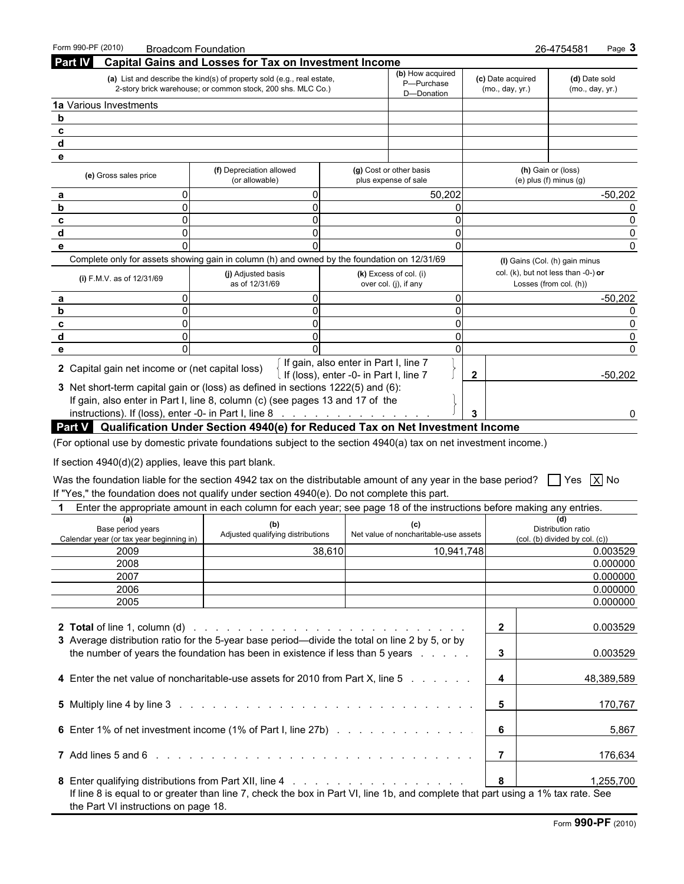Form 990-PF (2010) Broadcom Foundation 26-4754581

## Part IV Capital Gains and Losses for Tax on Investment Income

| | (a) List and describe the kind(s) of property sold (e.g., real estate, 2-story brick warehouse; or common stock, 200 shs. MLC Co.) | (b) How acquired P—Purchase D—Donation | (c) Date acquired (mo., day, yr.) | (d) Date sold (mo., day, yr.) |
|---|---|---|---|---|
| 1a | Various Investments | | | |
| b | | | | |
| c | | | | |
| d | | | | |
| e | | | | |

| | (e) Gross sales price | (f) Depreciation allowed (or allowable) | (g) Cost or other basis plus expense of sale | (h) Gain or (loss) (e) plus (f) minus (g) |
|---|---|---|---|---|
| a | 0 | 0 | 50,202 | -50,202 |
| b | 0 | 0 | 0 | 0 |
| c | 0 | 0 | 0 | 0 |
| d | 0 | 0 | 0 | 0 |
| e | 0 | 0 | 0 | 0 |

Complete only for assets showing gain in column (h) and owned by the foundation on 12/31/69

| | (i) F.M.V. as of 12/31/69 | (j) Adjusted basis as of 12/31/69 | (k) Excess of col. (i) over col. (j), if any | (l) Gains (Col. (h) gain minus col. (k), but not less than -0-) **or** Losses (from col. (h)) |
|---|---|---|---|---|
| a | 0 | 0 | 0 | -50,202 |
| b | 0 | 0 | 0 | 0 |
| c | 0 | 0 | 0 | 0 |
| d | 0 | 0 | 0 | 0 |
| e | 0 | 0 | 0 | 0 |

| | | |
|---|---|---|
| **2** Capital gain net income or (net capital loss) { If gain, also enter in Part I, line 7; If (loss), enter -0- in Part I, line 7 } | 2 | -50,202 |
| **3** Net short-term capital gain or (loss) as defined in sections 1222(5) and (6): If gain, also enter in Part I, line 8, column (c) (see pages 13 and 17 of the instructions). If (loss), enter -0- in Part I, line 8 | 3 | 0 |

## Part V Qualification Under Section 4940(e) for Reduced Tax on Net Investment Income

(For optional use by domestic private foundations subject to the section 4940(a) tax on net investment income.)

If section 4940(d)(2) applies, leave this part blank.

Was the foundation liable for the section 4942 tax on the distributable amount of any year in the base period? ☐ Yes ☒ No

If "Yes," the foundation does not qualify under section 4940(e). Do not complete this part.

**1** Enter the appropriate amount in each column for each year; see page 18 of the instructions before making any entries.

| (a) Base period years Calendar year (or tax year beginning in) | (b) Adjusted qualifying distributions | (c) Net value of noncharitable-use assets | (d) Distribution ratio (col. (b) divided by col. (c)) |
|---|---|---|---|
| 2009 | 38,610 | 10,941,748 | 0.003529 |
| 2008 | | | 0.000000 |
| 2007 | | | 0.000000 |
| 2006 | | | 0.000000 |
| 2005 | | | 0.000000 |

| | | |
|---|---|---|
| **2 Total** of line 1, column (d) | 2 | 0.003529 |
| **3** Average distribution ratio for the 5-year base period—divide the total on line 2 by 5, or by the number of years the foundation has been in existence if less than 5 years | 3 | 0.003529 |
| **4** Enter the net value of noncharitable-use assets for 2010 from Part X, line 5 | 4 | 48,389,589 |
| **5** Multiply line 4 by line 3 | 5 | 170,767 |
| **6** Enter 1% of net investment income (1% of Part I, line 27b) | 6 | 5,867 |
| **7** Add lines 5 and 6 | 7 | 176,634 |
| **8** Enter qualifying distributions from Part XII, line 4 | 8 | 1,255,700 |

If line 8 is equal to or greater than line 7, check the box in Part VI, line 1b, and complete that part using a 1% tax rate. See the Part VI instructions on page 18.

Form **990-PF** (2010)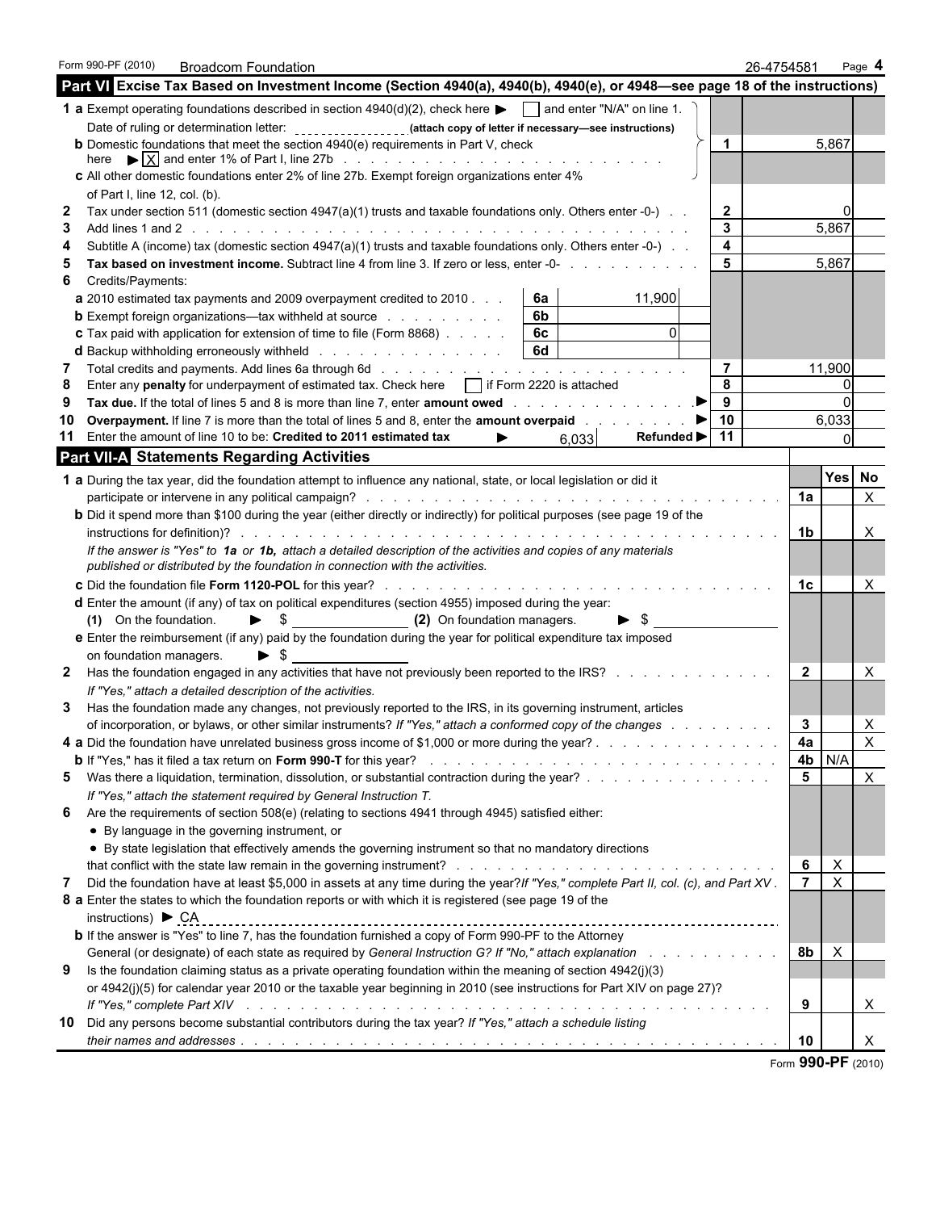Form 990-PF (2010) Broadcom Foundation 26-4754581

## Part VI Excise Tax Based on Investment Income (Section 4940(a), 4940(b), 4940(e), or 4948—see page 18 of the instructions)

| | Description | | | Line | Amount |
|---|---|---|---|---|---|
| 1 a | Exempt operating foundations described in section 4940(d)(2), check here ▶ ☐ and enter "N/A" on line 1. Date of ruling or determination letter: (attach copy of letter if necessary—see instructions) | | | | |
| b | Domestic foundations that meet the section 4940(e) requirements in Part V, check here ▶ ☒ and enter 1% of Part I, line 27b | | | 1 | 5,867 |
| c | All other domestic foundations enter 2% of line 27b. Exempt foreign organizations enter 4% of Part I, line 12, col. (b). | | | | |
| 2 | Tax under section 511 (domestic section 4947(a)(1) trusts and taxable foundations only. Others enter -0-) | | | 2 | 0 |
| 3 | Add lines 1 and 2 | | | 3 | 5,867 |
| 4 | Subtitle A (income) tax (domestic section 4947(a)(1) trusts and taxable foundations only. Others enter -0-) | | | 4 | |
| 5 | **Tax based on investment income.** Subtract line 4 from line 3. If zero or less, enter -0- | | | 5 | 5,867 |
| 6 | Credits/Payments: | | | | |
| a | 2010 estimated tax payments and 2009 overpayment credited to 2010 | 6a | 11,900 | | |
| b | Exempt foreign organizations—tax withheld at source | 6b | | | |
| c | Tax paid with application for extension of time to file (Form 8868) | 6c | 0 | | |
| d | Backup withholding erroneously withheld | 6d | | | |
| 7 | Total credits and payments. Add lines 6a through 6d | | | 7 | 11,900 |
| 8 | Enter any **penalty** for underpayment of estimated tax. Check here ☐ if Form 2220 is attached | | | 8 | 0 |
| 9 | **Tax due.** If the total of lines 5 and 8 is more than line 7, enter **amount owed** ▶ | | | 9 | 0 |
| 10 | **Overpayment.** If line 7 is more than the total of lines 5 and 8, enter the **amount overpaid** ▶ | | | 10 | 6,033 |
| 11 | Enter the amount of line 10 to be: **Credited to 2011 estimated tax** ▶ | 6,033 | **Refunded** ▶ | 11 | 0 |

## Part VII-A Statements Regarding Activities

| | Question | Line | Yes | No |
|---|---|---|---|---|
| 1 a | During the tax year, did the foundation attempt to influence any national, state, or local legislation or did it participate or intervene in any political campaign? | 1a | | X |
| b | Did it spend more than $100 during the year (either directly or indirectly) for political purposes (see page 19 of the instructions for definition)? | 1b | | X |
| | *If the answer is "Yes" to **1a** or **1b**, attach a detailed description of the activities and copies of any materials published or distributed by the foundation in connection with the activities.* | | | |
| c | Did the foundation file **Form 1120-POL** for this year? | 1c | | X |
| d | Enter the amount (if any) of tax on political expenditures (section 4955) imposed during the year: **(1)** On the foundation. ▶ $ **(2)** On foundation managers. ▶ $ | | | |
| e | Enter the reimbursement (if any) paid by the foundation during the year for political expenditure tax imposed on foundation managers. ▶ $ | | | |
| 2 | Has the foundation engaged in any activities that have not previously been reported to the IRS? *If "Yes," attach a detailed description of the activities.* | 2 | | X |
| 3 | Has the foundation made any changes, not previously reported to the IRS, in its governing instrument, articles of incorporation, or bylaws, or other similar instruments? *If "Yes," attach a conformed copy of the changes* | 3 | | X |
| 4 a | Did the foundation have unrelated business gross income of $1,000 or more during the year? | 4a | | X |
| b | If "Yes," has it filed a tax return on **Form 990-T** for this year? | 4b | N/A | |
| 5 | Was there a liquidation, termination, dissolution, or substantial contraction during the year? *If "Yes," attach the statement required by General Instruction T.* | 5 | | X |
| 6 | Are the requirements of section 508(e) (relating to sections 4941 through 4945) satisfied either: • By language in the governing instrument, or • By state legislation that effectively amends the governing instrument so that no mandatory directions that conflict with the state law remain in the governing instrument? | 6 | X | |
| 7 | Did the foundation have at least $5,000 in assets at any time during the year? *If "Yes," complete Part II, col. (c), and Part XV.* | 7 | X | |
| 8 a | Enter the states to which the foundation reports or with which it is registered (see page 19 of the instructions) ▶ CA | | | |
| b | If the answer is "Yes" to line 7, has the foundation furnished a copy of Form 990-PF to the Attorney General (or designate) of each state as required by *General Instruction G? If "No," attach explanation* | 8b | X | |
| 9 | Is the foundation claiming status as a private operating foundation within the meaning of section 4942(j)(3) or 4942(j)(5) for calendar year 2010 or the taxable year beginning in 2010 (see instructions for Part XIV on page 27)? *If "Yes," complete Part XIV* | 9 | | X |
| 10 | Did any persons become substantial contributors during the tax year? *If "Yes," attach a schedule listing their names and addresses* | 10 | | X |

Form **990-PF** (2010)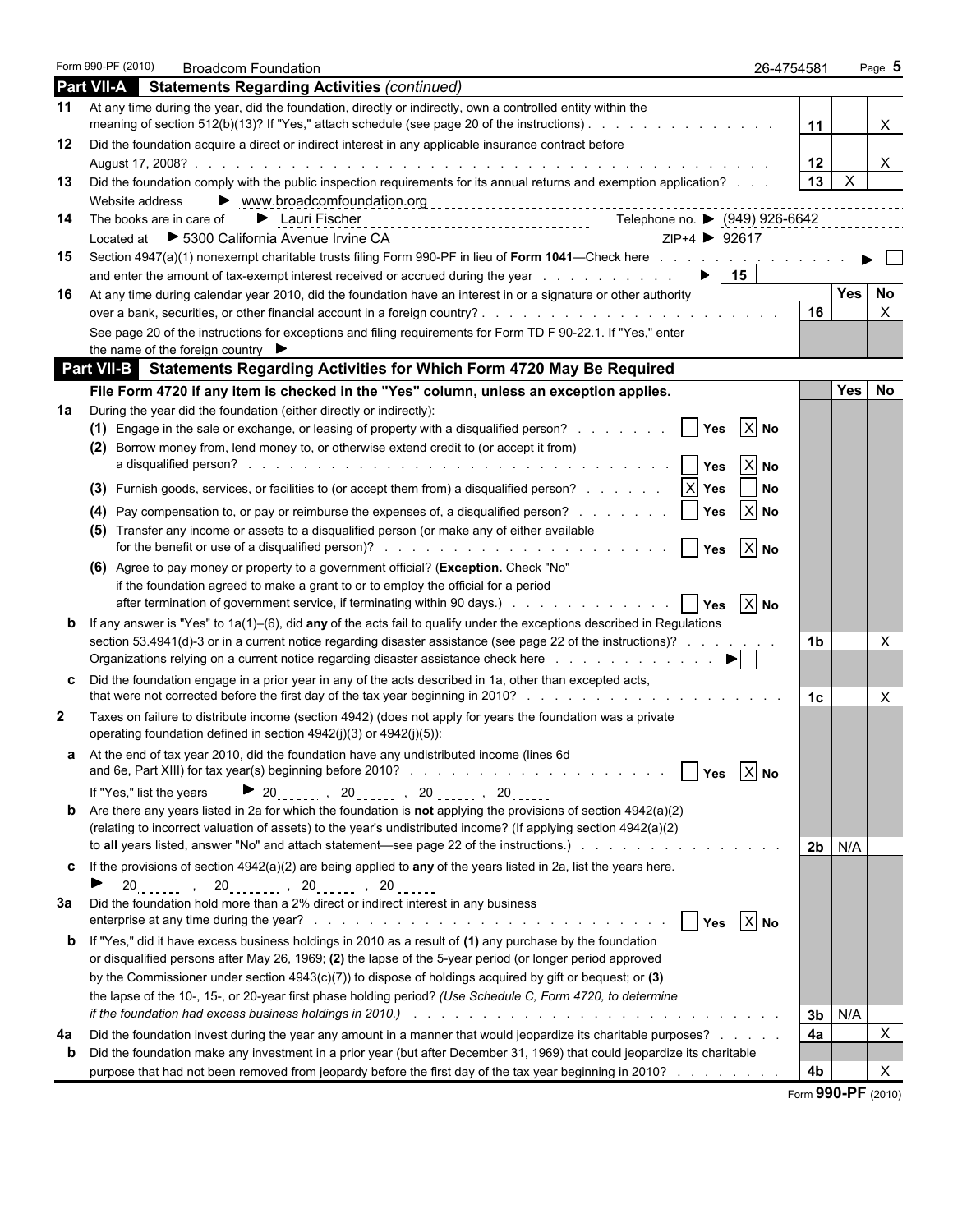Form 990-PF (2010) Broadcom Foundation 26-4754581 Page 5

## Part VII-A Statements Regarding Activities *(continued)*

| | | | Yes | No |
|---|---|---|---|---|
| 11 | At any time during the year, did the foundation, directly or indirectly, own a controlled entity within the meaning of section 512(b)(13)? If "Yes," attach schedule (see page 20 of the instructions) | 11 | | X |
| 12 | Did the foundation acquire a direct or indirect interest in any applicable insurance contract before August 17, 2008? | 12 | | X |
| 13 | Did the foundation comply with the public inspection requirements for its annual returns and exemption application? | 13 | X | |
| | Website address ▶ www.broadcomfoundation.org | | | |
| 14 | The books are in care of ▶ Lauri Fischer Telephone no. ▶ (949) 926-6642 | | | |
| | Located at ▶ 5300 California Avenue Irvine CA ZIP+4 ▶ 92617 | | | |
| 15 | Section 4947(a)(1) nonexempt charitable trusts filing Form 990-PF in lieu of **Form 1041**—Check here ▶ ☐ and enter the amount of tax-exempt interest received or accrued during the year ▶ 15 | | | |
| 16 | At any time during calendar year 2010, did the foundation have an interest in or a signature or other authority over a bank, securities, or other financial account in a foreign country? | 16 | | X |
| | See page 20 of the instructions for exceptions and filing requirements for Form TD F 90-22.1. If "Yes," enter the name of the foreign country ▶ | | | |

## Part VII-B Statements Regarding Activities for Which Form 4720 May Be Required

| | **File Form 4720 if any item is checked in the "Yes" column, unless an exception applies.** | | Yes | No |
|---|---|---|---|---|
| 1a | During the year did the foundation (either directly or indirectly): | | | |
| | **(1)** Engage in the sale or exchange, or leasing of property with a disqualified person? ☐ Yes ☒ No | | | |
| | **(2)** Borrow money from, lend money to, or otherwise extend credit to (or accept it from) a disqualified person? ☐ Yes ☒ No | | | |
| | **(3)** Furnish goods, services, or facilities to (or accept them from) a disqualified person? ☒ Yes ☐ No | | | |
| | **(4)** Pay compensation to, or pay or reimburse the expenses of, a disqualified person? ☐ Yes ☒ No | | | |
| | **(5)** Transfer any income or assets to a disqualified person (or make any of either available for the benefit or use of a disqualified person)? ☐ Yes ☒ No | | | |
| | **(6)** Agree to pay money or property to a government official? (**Exception.** Check "No" if the foundation agreed to make a grant to or to employ the official for a period after termination of government service, if terminating within 90 days.) ☐ Yes ☒ No | | | |
| b | If any answer is "Yes" to 1a(1)–(6), did **any** of the acts fail to qualify under the exceptions described in Regulations section 53.4941(d)-3 or in a current notice regarding disaster assistance (see page 22 of the instructions)? | 1b | | X |
| | Organizations relying on a current notice regarding disaster assistance check here ▶ ☐ | | | |
| c | Did the foundation engage in a prior year in any of the acts described in 1a, other than excepted acts, that were not corrected before the first day of the tax year beginning in 2010? | 1c | | X |
| 2 | Taxes on failure to distribute income (section 4942) (does not apply for years the foundation was a private operating foundation defined in section 4942(j)(3) or 4942(j)(5)): | | | |
| a | At the end of tax year 2010, did the foundation have any undistributed income (lines 6d and 6e, Part XIII) for tax year(s) beginning before 2010? ☐ Yes ☒ No | | | |
| | If "Yes," list the years ▶ 20\_\_\_\_ , 20\_\_\_\_ , 20\_\_\_\_ , 20\_\_\_\_ | | | |
| b | Are there any years listed in 2a for which the foundation is **not** applying the provisions of section 4942(a)(2) (relating to incorrect valuation of assets) to the year's undistributed income? (If applying section 4942(a)(2) to **all** years listed, answer "No" and attach statement—see page 22 of the instructions.) | 2b | N/A | |
| c | If the provisions of section 4942(a)(2) are being applied to **any** of the years listed in 2a, list the years here. ▶ 20\_\_\_\_ , 20\_\_\_\_ , 20\_\_\_\_ , 20\_\_\_\_ | | | |
| 3a | Did the foundation hold more than a 2% direct or indirect interest in any business enterprise at any time during the year? ☐ Yes ☒ No | | | |
| b | If "Yes," did it have excess business holdings in 2010 as a result of **(1)** any purchase by the foundation or disqualified persons after May 26, 1969; **(2)** the lapse of the 5-year period (or longer period approved by the Commissioner under section 4943(c)(7)) to dispose of holdings acquired by gift or bequest; or **(3)** the lapse of the 10-, 15-, or 20-year first phase holding period? *(Use Schedule C, Form 4720, to determine if the foundation had excess business holdings in 2010.)* | 3b | N/A | |
| 4a | Did the foundation invest during the year any amount in a manner that would jeopardize its charitable purposes? | 4a | | X |
| b | Did the foundation make any investment in a prior year (but after December 31, 1969) that could jeopardize its charitable purpose that had not been removed from jeopardy before the first day of the tax year beginning in 2010? | 4b | | X |

Form **990-PF** (2010)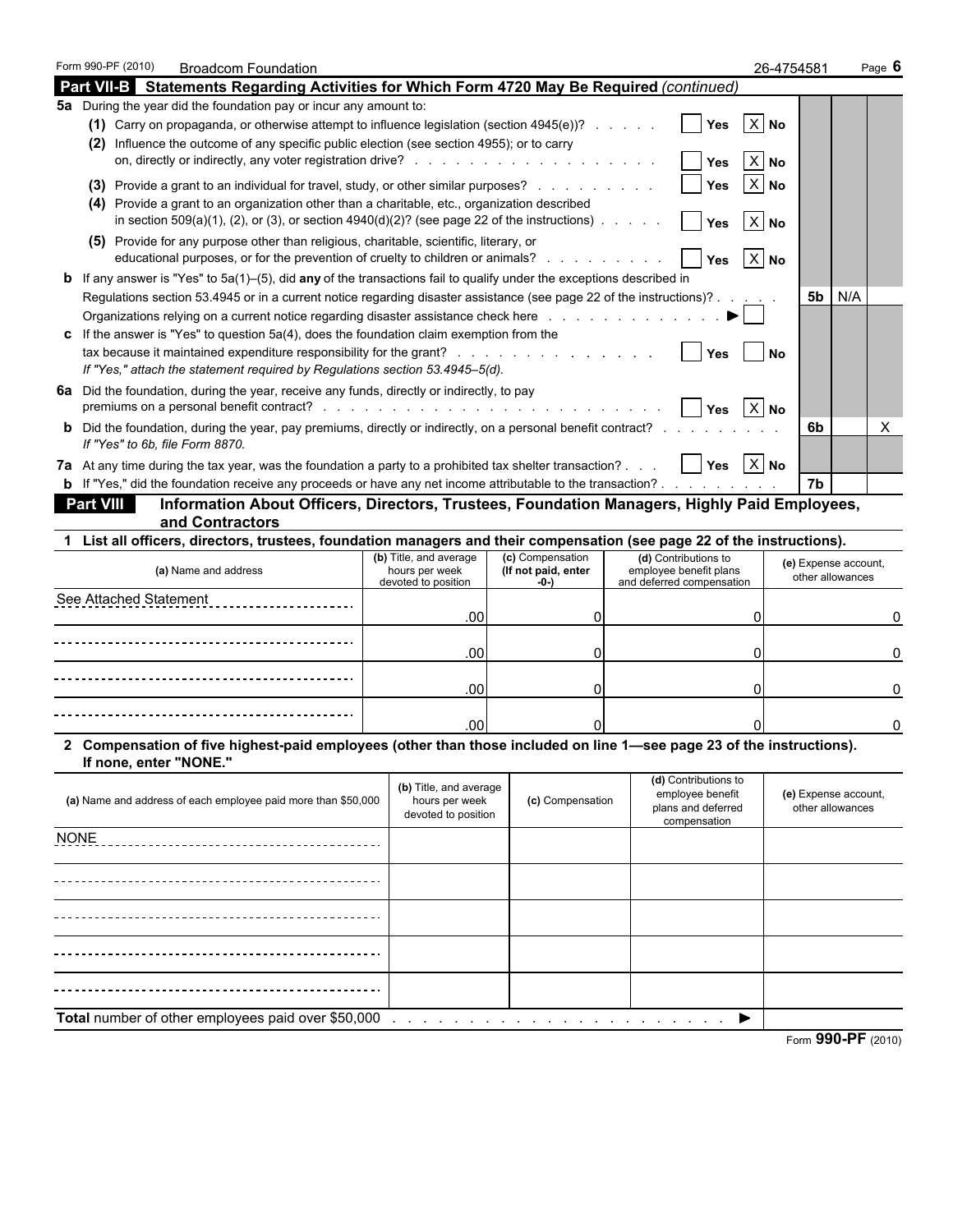Form 990-PF (2010) Broadcom Foundation 26-4754581 Page 6

## Part VII-B Statements Regarding Activities for Which Form 4720 May Be Required *(continued)*

**5a** During the year did the foundation pay or incur any amount to:

**(1)** Carry on propaganda, or otherwise attempt to influence legislation (section 4945(e))? . . . . . ☐ Yes ☒ No

**(2)** Influence the outcome of any specific public election (see section 4955); or to carry on, directly or indirectly, any voter registration drive? . . . . . ☐ Yes ☒ No

**(3)** Provide a grant to an individual for travel, study, or other similar purposes? . . . . . ☐ Yes ☒ No

**(4)** Provide a grant to an organization other than a charitable, etc., organization described in section 509(a)(1), (2), or (3), or section 4940(d)(2)? (see page 22 of the instructions) . . . . . ☐ Yes ☒ No

**(5)** Provide for any purpose other than religious, charitable, scientific, literary, or educational purposes, or for the prevention of cruelty to children or animals? . . . . . ☐ Yes ☒ No

**b** If any answer is "Yes" to 5a(1)–(5), did **any** of the transactions fail to qualify under the exceptions described in Regulations section 53.4945 or in a current notice regarding disaster assistance (see page 22 of the instructions)? . . . . . **5b** N/A

Organizations relying on a current notice regarding disaster assistance check here . . . . . ▶ ☐

**c** If the answer is "Yes" to question 5a(4), does the foundation claim exemption from the tax because it maintained expenditure responsibility for the grant? . . . . . ☐ Yes ☐ No

*If "Yes," attach the statement required by Regulations section 53.4945–5(d).*

**6a** Did the foundation, during the year, receive any funds, directly or indirectly, to pay premiums on a personal benefit contract? . . . . . ☐ Yes ☒ No

**b** Did the foundation, during the year, pay premiums, directly or indirectly, on a personal benefit contract? . . . . . **6b** No: X

*If "Yes" to 6b, file Form 8870.*

**7a** At any time during the tax year, was the foundation a party to a prohibited tax shelter transaction? . . . ☐ Yes ☒ No

**b** If "Yes," did the foundation receive any proceeds or have any net income attributable to the transaction? . . . . . **7b**

## Part VIII Information About Officers, Directors, Trustees, Foundation Managers, Highly Paid Employees, and Contractors

**1 List all officers, directors, trustees, foundation managers and their compensation (see page 22 of the instructions).**

| (a) Name and address | (b) Title, and average hours per week devoted to position | (c) Compensation (If not paid, enter -0-) | (d) Contributions to employee benefit plans and deferred compensation | (e) Expense account, other allowances |
|---|---|---|---|---|
| See Attached Statement | .00 | 0 | 0 | 0 |
| | .00 | 0 | 0 | 0 |
| | .00 | 0 | 0 | 0 |
| | .00 | 0 | 0 | 0 |

**2 Compensation of five highest-paid employees (other than those included on line 1—see page 23 of the instructions). If none, enter "NONE."**

| (a) Name and address of each employee paid more than $50,000 | (b) Title, and average hours per week devoted to position | (c) Compensation | (d) Contributions to employee benefit plans and deferred compensation | (e) Expense account, other allowances |
|---|---|---|---|---|
| NONE | | | | |
| | | | | |
| | | | | |
| | | | | |
| | | | | |

**Total** number of other employees paid over $50,000 . . . . . ▶

Form **990-PF** (2010)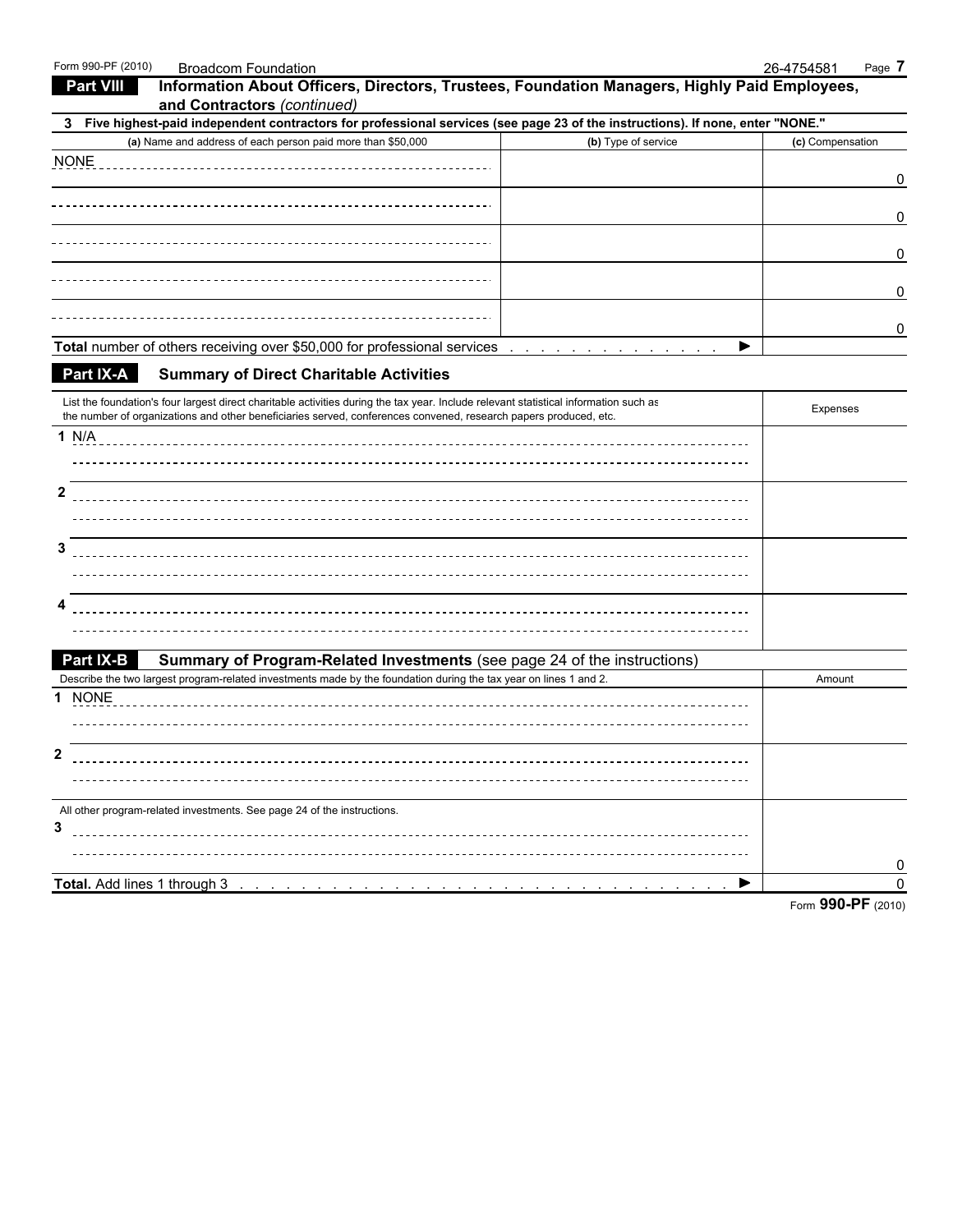## Part VIII Information About Officers, Directors, Trustees, Foundation Managers, Highly Paid Employees, and Contractors *(continued)*

**3 Five highest-paid independent contractors for professional services (see page 23 of the instructions). If none, enter "NONE."**

| (a) Name and address of each person paid more than $50,000 | (b) Type of service | (c) Compensation |
|---|---|---|
| NONE | | 0 |
| | | 0 |
| | | 0 |
| | | 0 |
| | | 0 |
| **Total** number of others receiving over $50,000 for professional services . . . . . . . . . . . . . ▶ | | |

## Part IX-A Summary of Direct Charitable Activities

| List the foundation's four largest direct charitable activities during the tax year. Include relevant statistical information such as the number of organizations and other beneficiaries served, conferences convened, research papers produced, etc. | Expenses |
|---|---|
| 1 N/A | |
| 2 | |
| 3 | |
| 4 | |

## Part IX-B Summary of Program-Related Investments (see page 24 of the instructions)

| Describe the two largest program-related investments made by the foundation during the tax year on lines 1 and 2. | Amount |
|---|---|
| 1 NONE | |
| 2 | |
| All other program-related investments. See page 24 of the instructions. | |
| 3 | 0 |
| **Total.** Add lines 1 through 3 . . . . . . . . . . . . . . . . . . . . . . . . . . . . . . . ▶ | 0 |

Form **990-PF** (2010)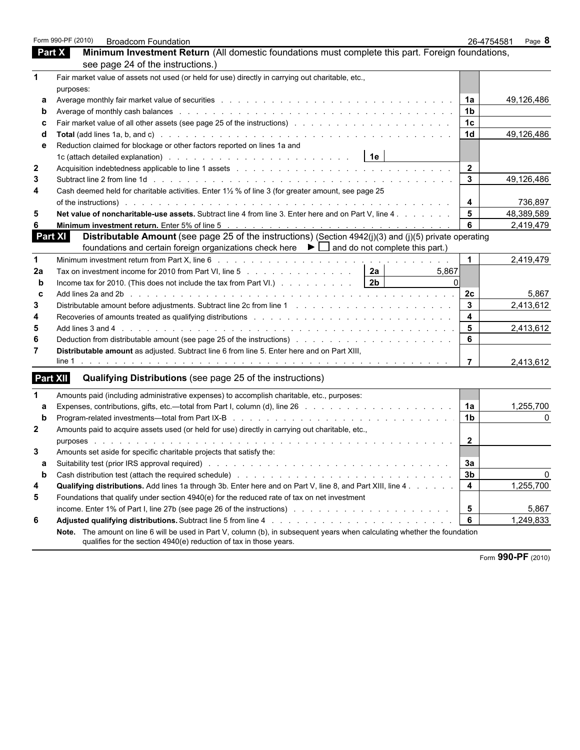Form 990-PF (2010) Broadcom Foundation 26-4754581

## Part X Minimum Investment Return (All domestic foundations must complete this part. Foreign foundations, see page 24 of the instructions.)

| | | | | |
|---|---|---|---|---|
| 1 | Fair market value of assets not used (or held for use) directly in carrying out charitable, etc., purposes: | | | |
| a | Average monthly fair market value of securities | | 1a | 49,126,486 |
| b | Average of monthly cash balances | | 1b | |
| c | Fair market value of all other assets (see page 25 of the instructions) | | 1c | |
| d | **Total** (add lines 1a, b, and c) | | 1d | 49,126,486 |
| e | Reduction claimed for blockage or other factors reported on lines 1a and 1c (attach detailed explanation) | 1e | | |
| 2 | Acquisition indebtedness applicable to line 1 assets | | 2 | |
| 3 | Subtract line 2 from line 1d | | 3 | 49,126,486 |
| 4 | Cash deemed held for charitable activities. Enter 1½ % of line 3 (for greater amount, see page 25 of the instructions) | | 4 | 736,897 |
| 5 | **Net value of noncharitable-use assets.** Subtract line 4 from line 3. Enter here and on Part V, line 4 | | 5 | 48,389,589 |
| 6 | **Minimum investment return.** Enter 5% of line 5 | | 6 | 2,419,479 |

## Part XI Distributable Amount (see page 25 of the instructions) (Section 4942(j)(3) and (j)(5) private operating foundations and certain foreign organizations check here ► ☐ and do not complete this part.)

| | | | | | |
|---|---|---|---|---|---|
| 1 | Minimum investment return from Part X, line 6 | | | 1 | 2,419,479 |
| 2a | Tax on investment income for 2010 from Part VI, line 5 | 2a | 5,867 | | |
| b | Income tax for 2010. (This does not include the tax from Part VI.) | 2b | 0 | | |
| c | Add lines 2a and 2b | | | 2c | 5,867 |
| 3 | Distributable amount before adjustments. Subtract line 2c from line 1 | | | 3 | 2,413,612 |
| 4 | Recoveries of amounts treated as qualifying distributions | | | 4 | |
| 5 | Add lines 3 and 4 | | | 5 | 2,413,612 |
| 6 | Deduction from distributable amount (see page 25 of the instructions) | | | 6 | |
| 7 | **Distributable amount** as adjusted. Subtract line 6 from line 5. Enter here and on Part XIII, line 1 | | | 7 | 2,413,612 |

## Part XII Qualifying Distributions (see page 25 of the instructions)

| | | | |
|---|---|---|---|
| 1 | Amounts paid (including administrative expenses) to accomplish charitable, etc., purposes: | | |
| a | Expenses, contributions, gifts, etc.—total from Part I, column (d), line 26 | 1a | 1,255,700 |
| b | Program-related investments—total from Part IX-B | 1b | 0 |
| 2 | Amounts paid to acquire assets used (or held for use) directly in carrying out charitable, etc., purposes | 2 | |
| 3 | Amounts set aside for specific charitable projects that satisfy the: | | |
| a | Suitability test (prior IRS approval required) | 3a | |
| b | Cash distribution test (attach the required schedule) | 3b | 0 |
| 4 | **Qualifying distributions.** Add lines 1a through 3b. Enter here and on Part V, line 8, and Part XIII, line 4 | 4 | 1,255,700 |
| 5 | Foundations that qualify under section 4940(e) for the reduced rate of tax on net investment income. Enter 1% of Part I, line 27b (see page 26 of the instructions) | 5 | 5,867 |
| 6 | **Adjusted qualifying distributions.** Subtract line 5 from line 4 | 6 | 1,249,833 |

**Note.** The amount on line 6 will be used in Part V, column (b), in subsequent years when calculating whether the foundation qualifies for the section 4940(e) reduction of tax in those years.

Form **990-PF** (2010)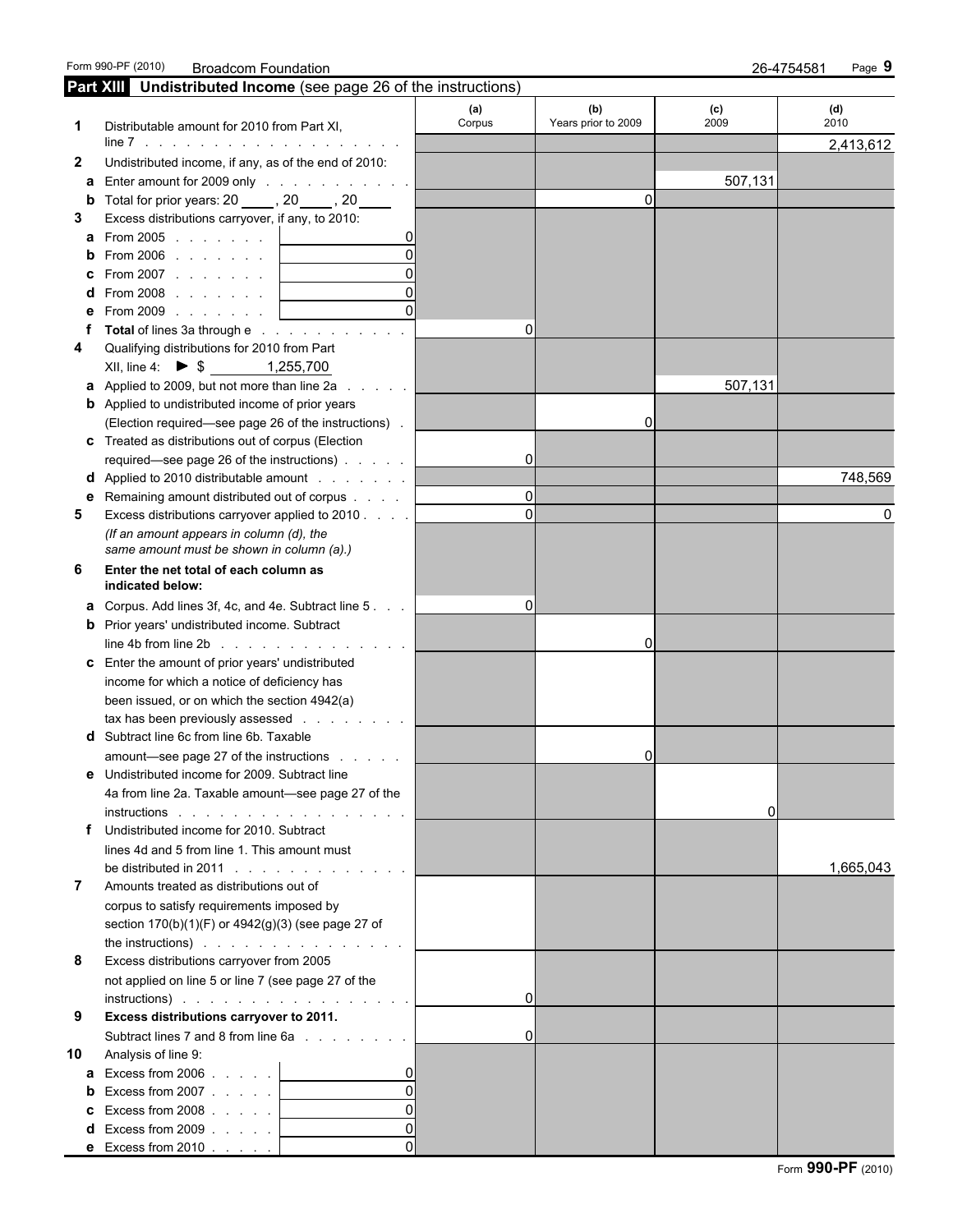Form 990-PF (2010) Broadcom Foundation 26-4754581 Page **9**

## Part XIII Undistributed Income (see page 26 of the instructions)

| | | (a) Corpus | (b) Years prior to 2009 | (c) 2009 | (d) 2010 |
|---|---|---|---|---|---|
| **1** | Distributable amount for 2010 from Part XI, line 7 | | | | 2,413,612 |
| **2** | Undistributed income, if any, as of the end of 2010: | | | | |
| **a** | Enter amount for 2009 only | | | 507,131 | |
| **b** | Total for prior years: 20 ____, 20 ____, 20 ____ | | 0 | | |
| **3** | Excess distributions carryover, if any, to 2010: | | | | |
| **a** | From 2005 ... 0 | | | | |
| **b** | From 2006 ... 0 | | | | |
| **c** | From 2007 ... 0 | | | | |
| **d** | From 2008 ... 0 | | | | |
| **e** | From 2009 ... 0 | | | | |
| **f** | **Total** of lines 3a through e | 0 | | | |
| **4** | Qualifying distributions for 2010 from Part XII, line 4: ► $ 1,255,700 | | | | |
| **a** | Applied to 2009, but not more than line 2a | | | 507,131 | |
| **b** | Applied to undistributed income of prior years (Election required—see page 26 of the instructions) | | 0 | | |
| **c** | Treated as distributions out of corpus (Election required—see page 26 of the instructions) | 0 | | | |
| **d** | Applied to 2010 distributable amount | | | | 748,569 |
| **e** | Remaining amount distributed out of corpus | 0 | | | |
| **5** | Excess distributions carryover applied to 2010 *(If an amount appears in column (d), the same amount must be shown in column (a).)* | 0 | | | 0 |
| **6** | **Enter the net total of each column as indicated below:** | | | | |
| **a** | Corpus. Add lines 3f, 4c, and 4e. Subtract line 5 | 0 | | | |
| **b** | Prior years' undistributed income. Subtract line 4b from line 2b | | 0 | | |
| **c** | Enter the amount of prior years' undistributed income for which a notice of deficiency has been issued, or on which the section 4942(a) tax has been previously assessed | | | | |
| **d** | Subtract line 6c from line 6b. Taxable amount—see page 27 of the instructions | | 0 | | |
| **e** | Undistributed income for 2009. Subtract line 4a from line 2a. Taxable amount—see page 27 of the instructions | | | 0 | |
| **f** | Undistributed income for 2010. Subtract lines 4d and 5 from line 1. This amount must be distributed in 2011 | | | | 1,665,043 |
| **7** | Amounts treated as distributions out of corpus to satisfy requirements imposed by section 170(b)(1)(F) or 4942(g)(3) (see page 27 of the instructions) | | | | |
| **8** | Excess distributions carryover from 2005 not applied on line 5 or line 7 (see page 27 of the instructions) | 0 | | | |
| **9** | **Excess distributions carryover to 2011.** Subtract lines 7 and 8 from line 6a | 0 | | | |
| **10** | Analysis of line 9: | | | | |
| **a** | Excess from 2006 ... 0 | | | | |
| **b** | Excess from 2007 ... 0 | | | | |
| **c** | Excess from 2008 ... 0 | | | | |
| **d** | Excess from 2009 ... 0 | | | | |
| **e** | Excess from 2010 ... 0 | | | | |

Form **990-PF** (2010)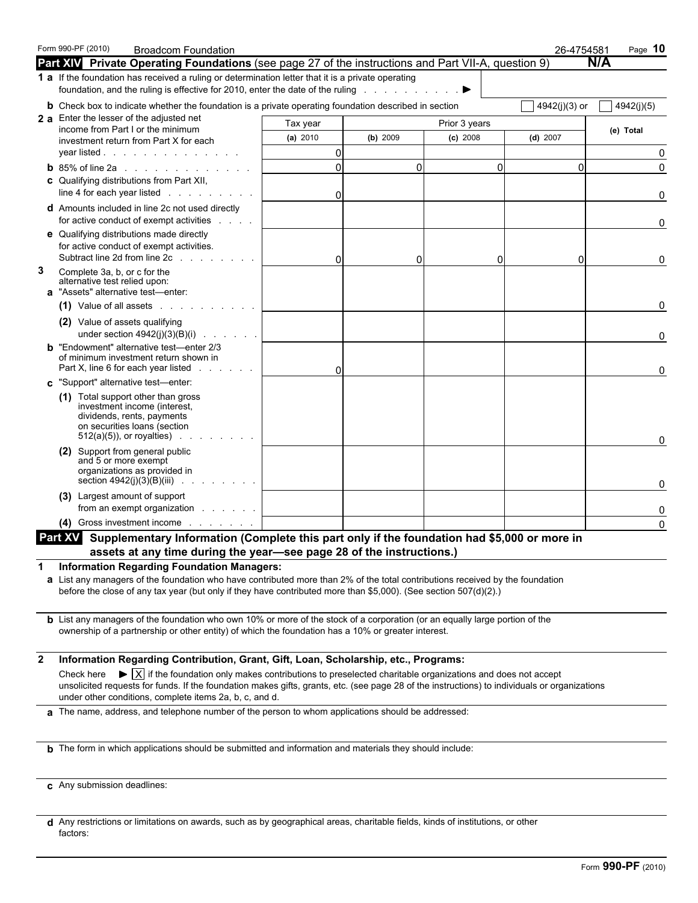Form 990-PF (2010) Broadcom Foundation 26-4754581

## Part XIV Private Operating Foundations (see page 27 of the instructions and Part VII-A, question 9) N/A

**1 a** If the foundation has received a ruling or determination letter that it is a private operating foundation, and the ruling is effective for 2010, enter the date of the ruling . . . . . . . . . . ▶

**b** Check box to indicate whether the foundation is a private operating foundation described in section ☐ 4942(j)(3) or ☐ 4942(j)(5)

| | Tax year | Prior 3 years | | | (e) Total |
|---|---|---|---|---|---|
| | (a) 2010 | (b) 2009 | (c) 2008 | (d) 2007 | |
| **2 a** Enter the lesser of the adjusted net income from Part I or the minimum investment return from Part X for each year listed | 0 | | | | 0 |
| **b** 85% of line 2a | 0 | 0 | 0 | 0 | 0 |
| **c** Qualifying distributions from Part XII, line 4 for each year listed | 0 | | | | 0 |
| **d** Amounts included in line 2c not used directly for active conduct of exempt activities | | | | | 0 |
| **e** Qualifying distributions made directly for active conduct of exempt activities. Subtract line 2d from line 2c | 0 | 0 | 0 | 0 | 0 |
| **3** Complete 3a, b, or c for the alternative test relied upon: | | | | | |
| **a** "Assets" alternative test—enter: | | | | | |
| (1) Value of all assets | | | | | 0 |
| (2) Value of assets qualifying under section 4942(j)(3)(B)(i) | | | | | 0 |
| **b** "Endowment" alternative test—enter 2/3 of minimum investment return shown in Part X, line 6 for each year listed | 0 | | | | 0 |
| **c** "Support" alternative test—enter: | | | | | |
| (1) Total support other than gross investment income (interest, dividends, rents, payments on securities loans (section 512(a)(5)), or royalties) | | | | | 0 |
| (2) Support from general public and 5 or more exempt organizations as provided in section 4942(j)(3)(B)(iii) | | | | | 0 |
| (3) Largest amount of support from an exempt organization | | | | | 0 |
| (4) Gross investment income | | | | | 0 |

## Part XV Supplementary Information (Complete this part only if the foundation had $5,000 or more in assets at any time during the year—see page 28 of the instructions.)

**1 Information Regarding Foundation Managers:**

**a** List any managers of the foundation who have contributed more than 2% of the total contributions received by the foundation before the close of any tax year (but only if they have contributed more than $5,000). (See section 507(d)(2).)

**b** List any managers of the foundation who own 10% or more of the stock of a corporation (or an equally large portion of the ownership of a partnership or other entity) of which the foundation has a 10% or greater interest.

**2 Information Regarding Contribution, Grant, Gift, Loan, Scholarship, etc., Programs:**

Check here ▶ ☒ if the foundation only makes contributions to preselected charitable organizations and does not accept unsolicited requests for funds. If the foundation makes gifts, grants, etc. (see page 28 of the instructions) to individuals or organizations under other conditions, complete items 2a, b, c, and d.

**a** The name, address, and telephone number of the person to whom applications should be addressed:

**b** The form in which applications should be submitted and information and materials they should include:

**c** Any submission deadlines:

**d** Any restrictions or limitations on awards, such as by geographical areas, charitable fields, kinds of institutions, or other factors:

Form **990-PF** (2010)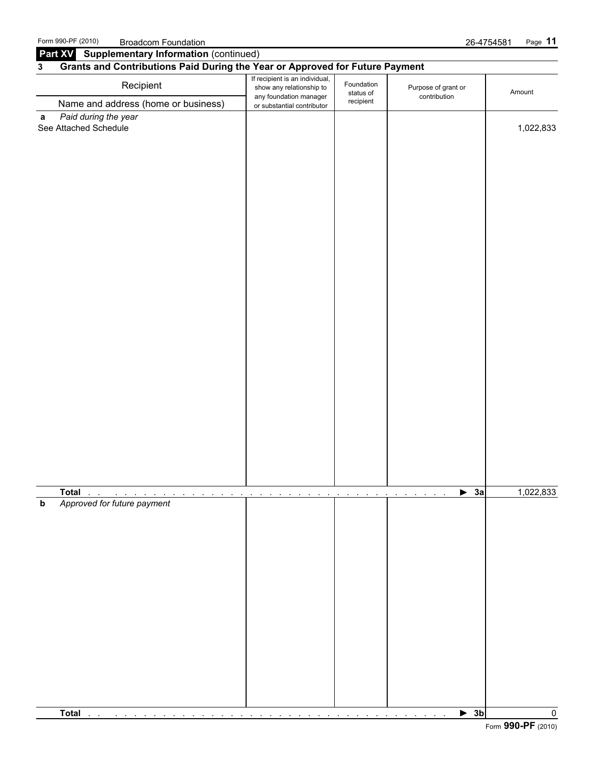Form 990-PF (2010) Broadcom Foundation 26-4754581

## Part XV Supplementary Information (continued)

### 3 Grants and Contributions Paid During the Year or Approved for Future Payment

| Recipient<br>Name and address (home or business) | If recipient is an individual, show any relationship to any foundation manager or substantial contributor | Foundation status of recipient | Purpose of grant or contribution | Amount |
|---|---|---|---|---|
| **a** *Paid during the year* | | | | |
| See Attached Schedule | | | | 1,022,833 |
| **Total** . . . . . . . . . . . . . . . . . . . . . . . . . . . . . . . . . . . . . . . . ▶ **3a** | | | | 1,022,833 |
| **b** *Approved for future payment* | | | | |
| **Total** . . . . . . . . . . . . . . . . . . . . . . . . . . . . . . . . . . . . . . . . ▶ **3b** | | | | 0 |

Form **990-PF** (2010)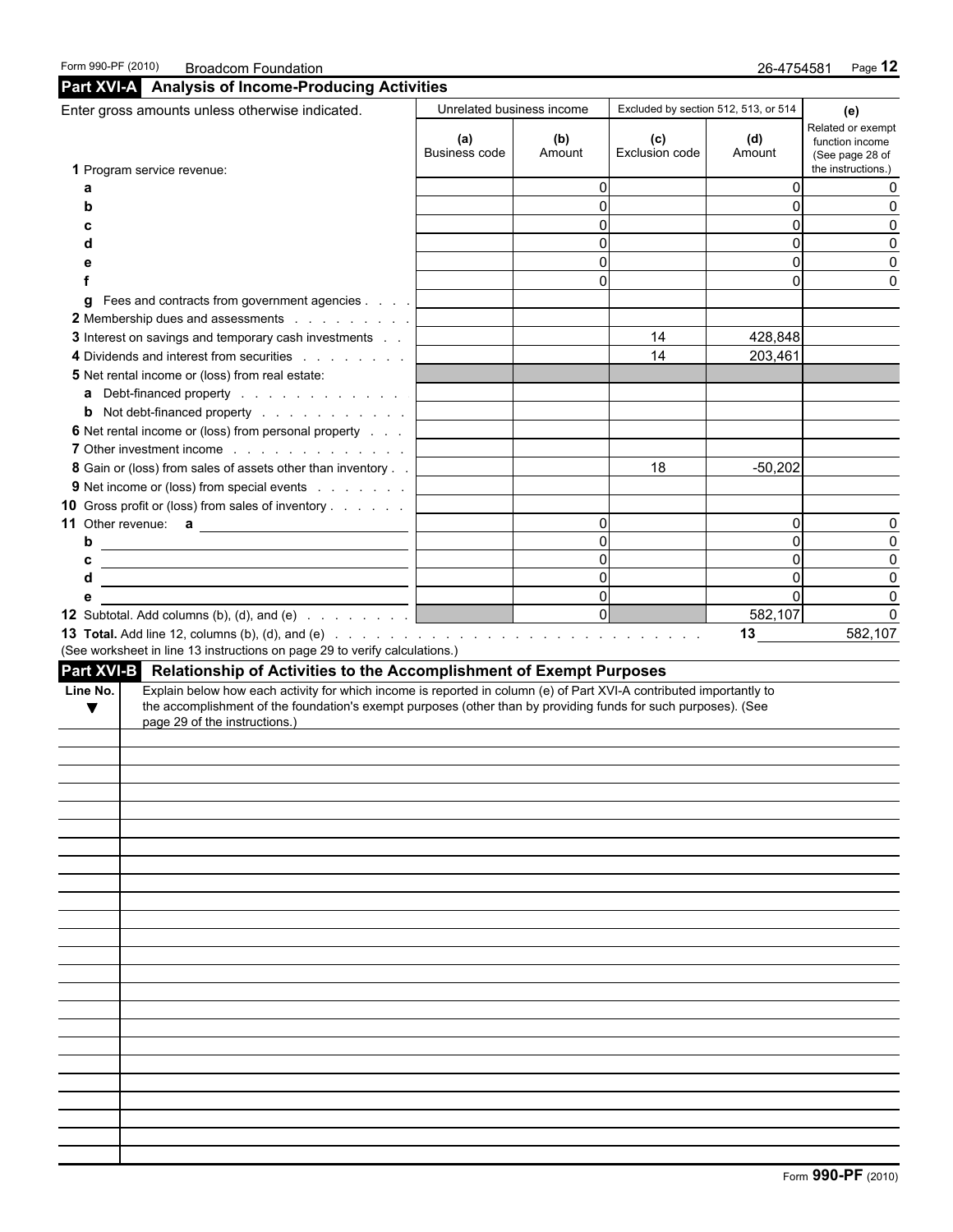Form 990-PF (2010) Broadcom Foundation 26-4754581

## Part XVI-A Analysis of Income-Producing Activities

| Enter gross amounts unless otherwise indicated. | Unrelated business income | | Excluded by section 512, 513, or 514 | | (e) |
|---|---|---|---|---|---|
| | (a) Business code | (b) Amount | (c) Exclusion code | (d) Amount | Related or exempt function income (See page 28 of the instructions.) |
| **1** Program service revenue: | | | | | |
| a | | 0 | | 0 | 0 |
| b | | 0 | | 0 | 0 |
| c | | 0 | | 0 | 0 |
| d | | 0 | | 0 | 0 |
| e | | 0 | | 0 | 0 |
| f | | 0 | | 0 | 0 |
| **g** Fees and contracts from government agencies | | | | | |
| **2** Membership dues and assessments | | | | | |
| **3** Interest on savings and temporary cash investments | | | 14 | 428,848 | |
| **4** Dividends and interest from securities | | | 14 | 203,461 | |
| **5** Net rental income or (loss) from real estate: | | | | | |
| **a** Debt-financed property | | | | | |
| **b** Not debt-financed property | | | | | |
| **6** Net rental income or (loss) from personal property | | | | | |
| **7** Other investment income | | | | | |
| **8** Gain or (loss) from sales of assets other than inventory | | | 18 | -50,202 | |
| **9** Net income or (loss) from special events | | | | | |
| **10** Gross profit or (loss) from sales of inventory | | | | | |
| **11** Other revenue: **a** | | 0 | | 0 | 0 |
| b | | 0 | | 0 | 0 |
| c | | 0 | | 0 | 0 |
| d | | 0 | | 0 | 0 |
| e | | 0 | | 0 | 0 |
| **12** Subtotal. Add columns (b), (d), and (e) | | 0 | | 582,107 | 0 |

**13 Total.** Add line 12, columns (b), (d), and (e) . . . **13** 582,107

(See worksheet in line 13 instructions on page 29 to verify calculations.)

## Part XVI-B Relationship of Activities to the Accomplishment of Exempt Purposes

| Line No. ▼ | Explain below how each activity for which income is reported in column (e) of Part XVI-A contributed importantly to the accomplishment of the foundation's exempt purposes (other than by providing funds for such purposes). (See page 29 of the instructions.) |
|---|---|
| | |

Form **990-PF** (2010)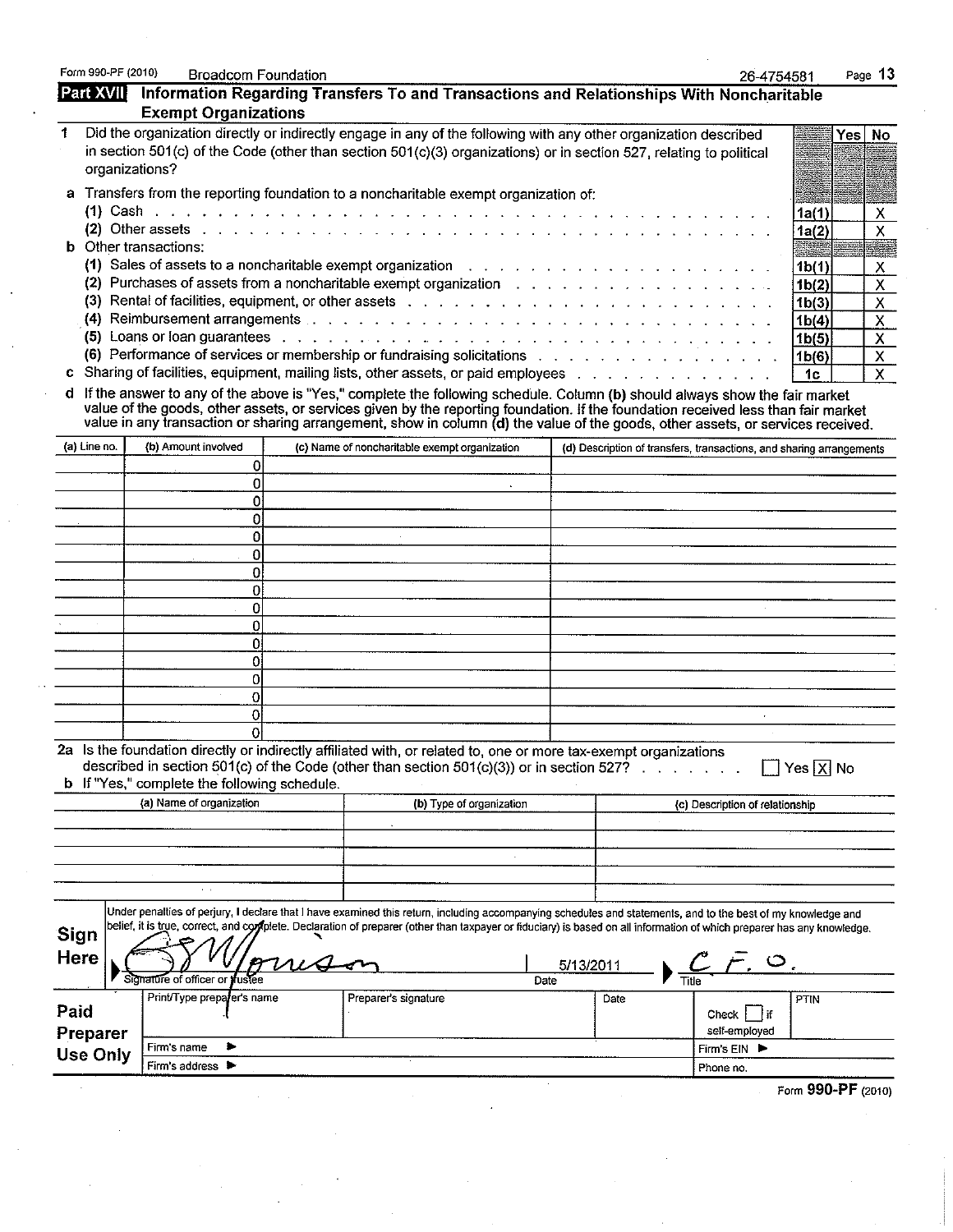Form 990-PF (2010) Broadcom Foundation 26-4754581

## Part XVII Information Regarding Transfers To and Transactions and Relationships With Noncharitable Exempt Organizations

| | | Yes | No |
|---|---|---|---|
| **1** Did the organization directly or indirectly engage in any of the following with any other organization described in section 501(c) of the Code (other than section 501(c)(3) organizations) or in section 527, relating to political organizations? | | | |
| **a** Transfers from the reporting foundation to a noncharitable exempt organization of: | | | |
| (1) Cash | 1a(1) | | X |
| (2) Other assets | 1a(2) | | X |
| **b** Other transactions: | | | |
| (1) Sales of assets to a noncharitable exempt organization | 1b(1) | | X |
| (2) Purchases of assets from a noncharitable exempt organization | 1b(2) | | X |
| (3) Rental of facilities, equipment, or other assets | 1b(3) | | X |
| (4) Reimbursement arrangements | 1b(4) | | X |
| (5) Loans or loan guarantees | 1b(5) | | X |
| (6) Performance of services or membership or fundraising solicitations | 1b(6) | | X |
| **c** Sharing of facilities, equipment, mailing lists, other assets, or paid employees | 1c | | X |

**d** If the answer to any of the above is "Yes," complete the following schedule. Column **(b)** should always show the fair market value of the goods, other assets, or services given by the reporting foundation. If the foundation received less than fair market value in any transaction or sharing arrangement, show in column **(d)** the value of the goods, other assets, or services received.

| (a) Line no. | (b) Amount involved | (c) Name of noncharitable exempt organization | (d) Description of transfers, transactions, and sharing arrangements |
|---|---|---|---|
| | 0 | | |
| | 0 | | |
| | 0 | | |
| | 0 | | |
| | 0 | | |
| | 0 | | |
| | 0 | | |
| | 0 | | |
| | 0 | | |
| | 0 | | |
| | 0 | | |
| | 0 | | |
| | 0 | | |
| | 0 | | |
| | 0 | | |
| | 0 | | |

**2a** Is the foundation directly or indirectly affiliated with, or related to, one or more tax-exempt organizations described in section 501(c) of the Code (other than section 501(c)(3)) or in section 527? ☐ Yes ☒ No

**b** If "Yes," complete the following schedule.

| (a) Name of organization | (b) Type of organization | (c) Description of relationship |
|---|---|---|
| | | |
| | | |
| | | |
| | | |

**Sign Here**

Under penalties of perjury, I declare that I have examined this return, including accompanying schedules and statements, and to the best of my knowledge and belief, it is true, correct, and complete. Declaration of preparer (other than taxpayer or fiduciary) is based on all information of which preparer has any knowledge.

Signature of officer or trustee: S Morrison | Date: 5/13/2011 | Title: C.F.O.

**Paid Preparer Use Only**

| Print/Type preparer's name | Preparer's signature | Date | Check ☐ if self-employed | PTIN |
|---|---|---|---|---|
| | | | | |
| Firm's name ▶ | | | Firm's EIN ▶ | |
| Firm's address ▶ | | | Phone no. | |

Form **990-PF** (2010)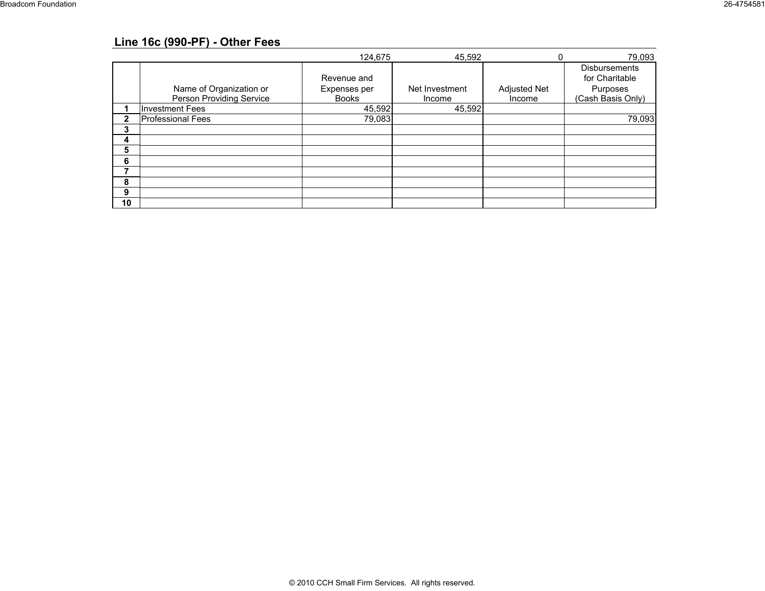## Line 16c (990-PF) - Other Fees

| | Name of Organization or Person Providing Service | Revenue and Expenses per Books | Net Investment Income | Adjusted Net Income | Disbursements for Charitable Purposes (Cash Basis Only) |
|---|---|---|---|---|---|
| | | 124,675 | 45,592 | 0 | 79,093 |
| 1 | Investment Fees | 45,592 | 45,592 | | |
| 2 | Professional Fees | 79,083 | | | 79,093 |
| 3 | | | | | |
| 4 | | | | | |
| 5 | | | | | |
| 6 | | | | | |
| 7 | | | | | |
| 8 | | | | | |
| 9 | | | | | |
| 10 | | | | | |

© 2010 CCH Small Firm Services. All rights reserved.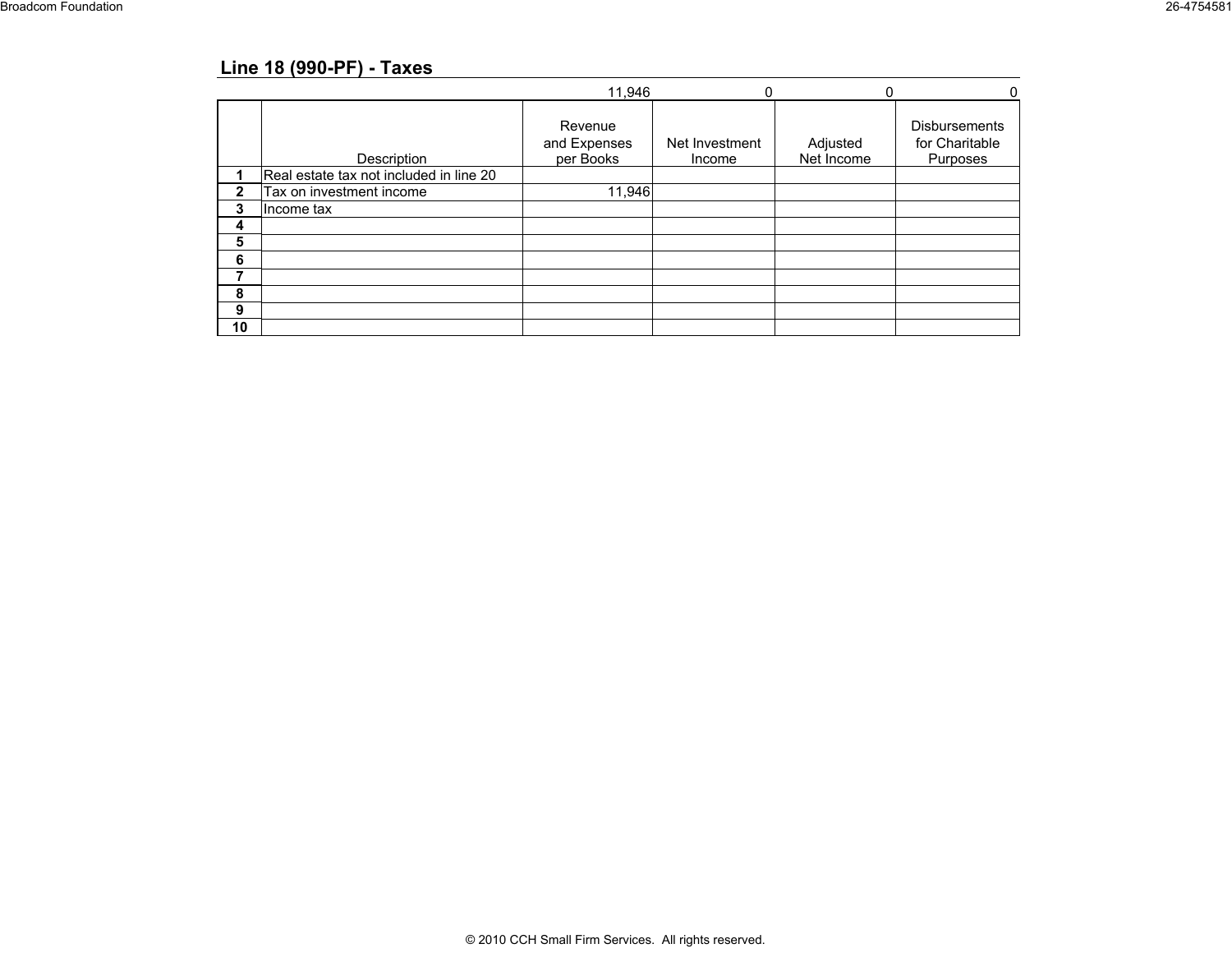## Line 18 (990-PF) - Taxes

| | Description | Revenue and Expenses per Books | Net Investment Income | Adjusted Net Income | Disbursements for Charitable Purposes |
|---|---|---|---|---|---|
| | | 11,946 | 0 | 0 | 0 |
| 1 | Real estate tax not included in line 20 | | | | |
| 2 | Tax on investment income | 11,946 | | | |
| 3 | Income tax | | | | |
| 4 | | | | | |
| 5 | | | | | |
| 6 | | | | | |
| 7 | | | | | |
| 8 | | | | | |
| 9 | | | | | |
| 10 | | | | | |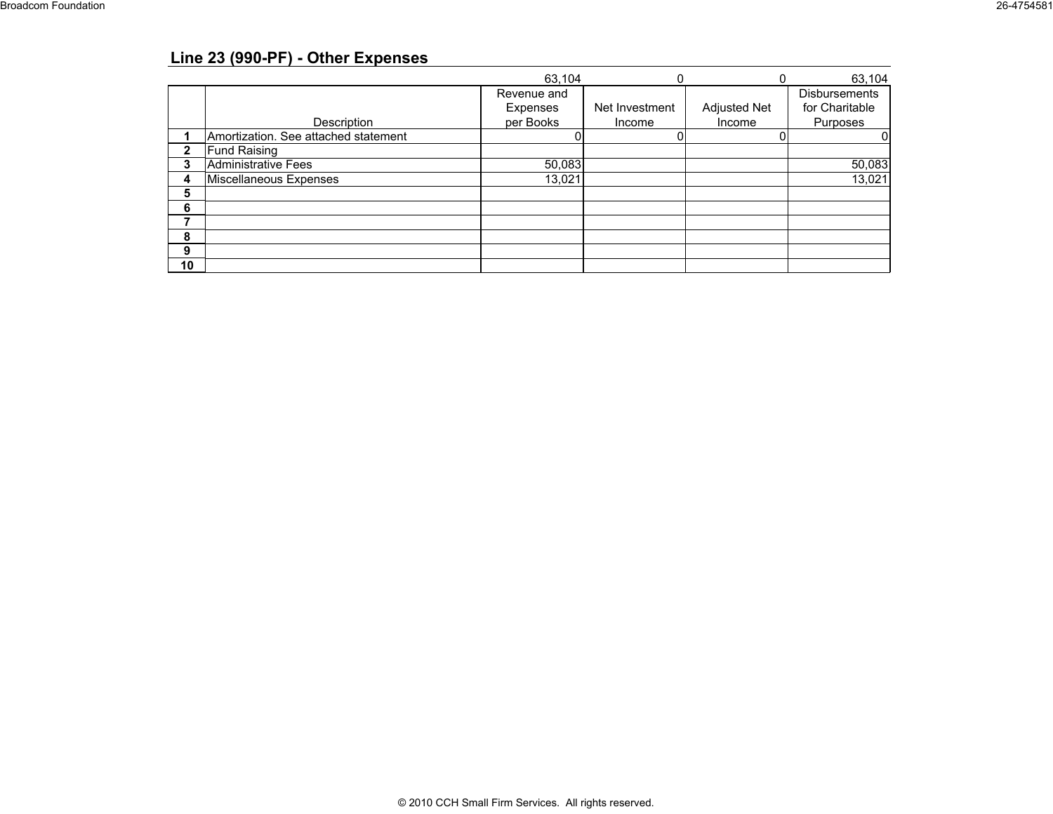## Line 23 (990-PF) - Other Expenses

| | Description | Revenue and Expenses per Books | Net Investment Income | Adjusted Net Income | Disbursements for Charitable Purposes |
|---|---|---|---|---|---|
| | | 63,104 | 0 | 0 | 63,104 |
| 1 | Amortization. See attached statement | 0 | 0 | 0 | 0 |
| 2 | Fund Raising | | | | |
| 3 | Administrative Fees | 50,083 | | | 50,083 |
| 4 | Miscellaneous Expenses | 13,021 | | | 13,021 |
| 5 | | | | | |
| 6 | | | | | |
| 7 | | | | | |
| 8 | | | | | |
| 9 | | | | | |
| 10 | | | | | |

© 2010 CCH Small Firm Services. All rights reserved.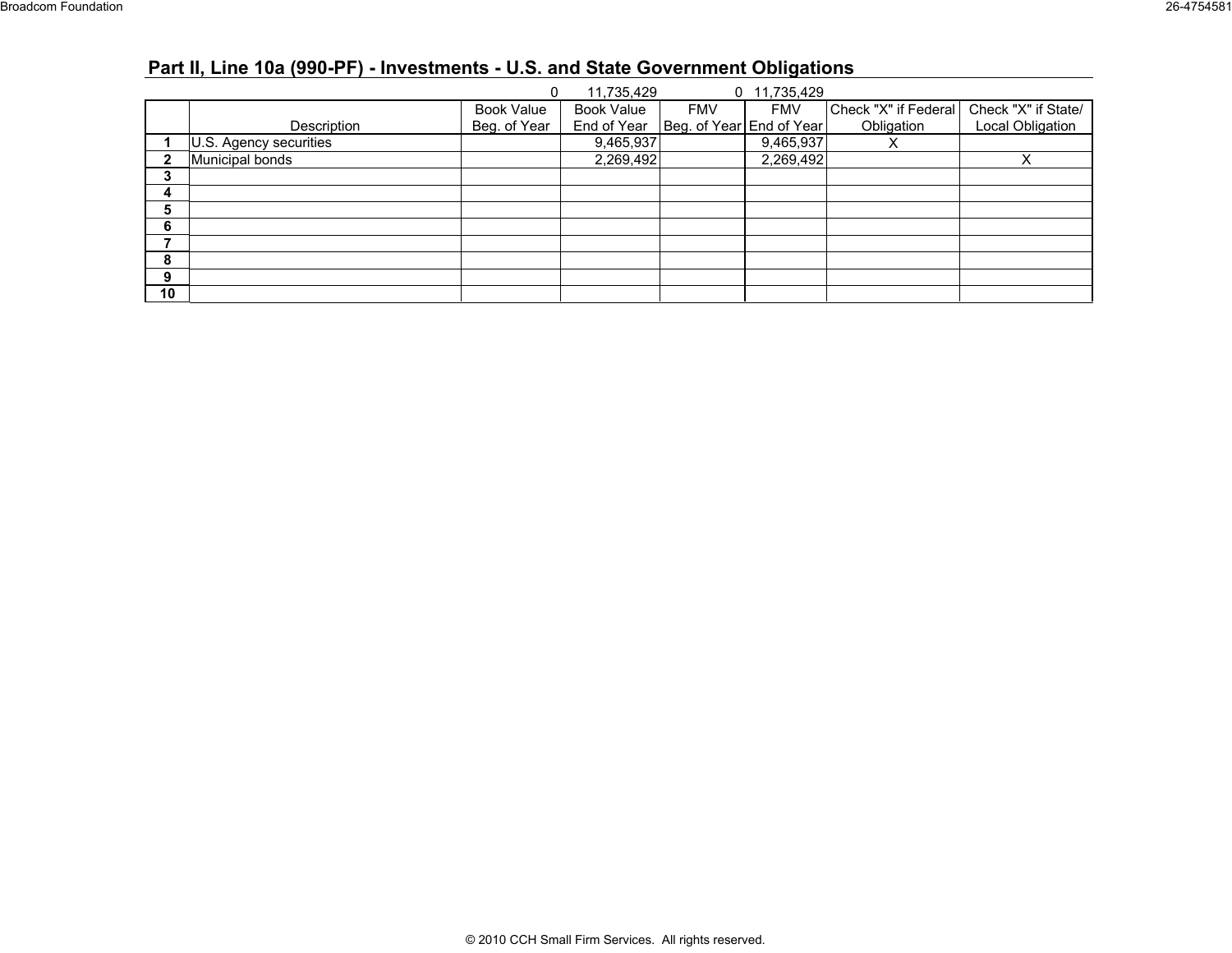## Part II, Line 10a (990-PF) - Investments - U.S. and State Government Obligations

| | Description | Book Value Beg. of Year | Book Value End of Year | FMV Beg. of Year | FMV End of Year | Check "X" if Federal Obligation | Check "X" if State/ Local Obligation |
|---|---|---|---|---|---|---|---|
| | | 0 | 11,735,429 | 0 | 11,735,429 | | |
| 1 | U.S. Agency securities | | 9,465,937 | | 9,465,937 | X | |
| 2 | Municipal bonds | | 2,269,492 | | 2,269,492 | | X |
| 3 | | | | | | | |
| 4 | | | | | | | |
| 5 | | | | | | | |
| 6 | | | | | | | |
| 7 | | | | | | | |
| 8 | | | | | | | |
| 9 | | | | | | | |
| 10 | | | | | | | |

© 2010 CCH Small Firm Services. All rights reserved.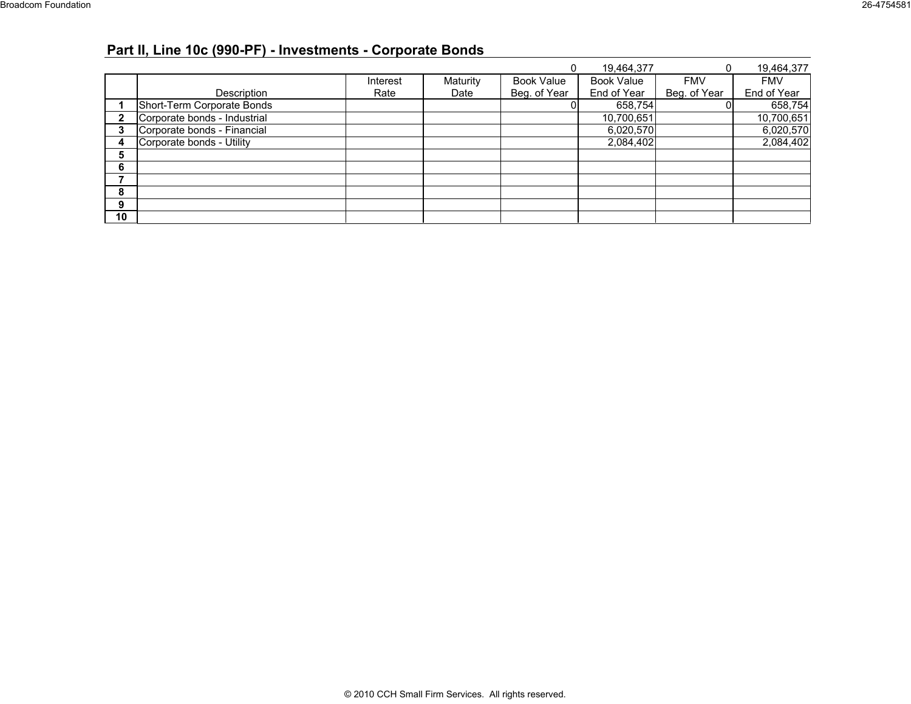## Part II, Line 10c (990-PF) - Investments - Corporate Bonds

| | Description | Interest Rate | Maturity Date | Book Value Beg. of Year | Book Value End of Year | FMV Beg. of Year | FMV End of Year |
|---|---|---|---|---|---|---|---|
| | | | | 0 | 19,464,377 | 0 | 19,464,377 |
| 1 | Short-Term Corporate Bonds | | | 0 | 658,754 | 0 | 658,754 |
| 2 | Corporate bonds - Industrial | | | | 10,700,651 | | 10,700,651 |
| 3 | Corporate bonds - Financial | | | | 6,020,570 | | 6,020,570 |
| 4 | Corporate bonds - Utility | | | | 2,084,402 | | 2,084,402 |
| 5 | | | | | | | |
| 6 | | | | | | | |
| 7 | | | | | | | |
| 8 | | | | | | | |
| 9 | | | | | | | |
| 10 | | | | | | | |

© 2010 CCH Small Firm Services. All rights reserved.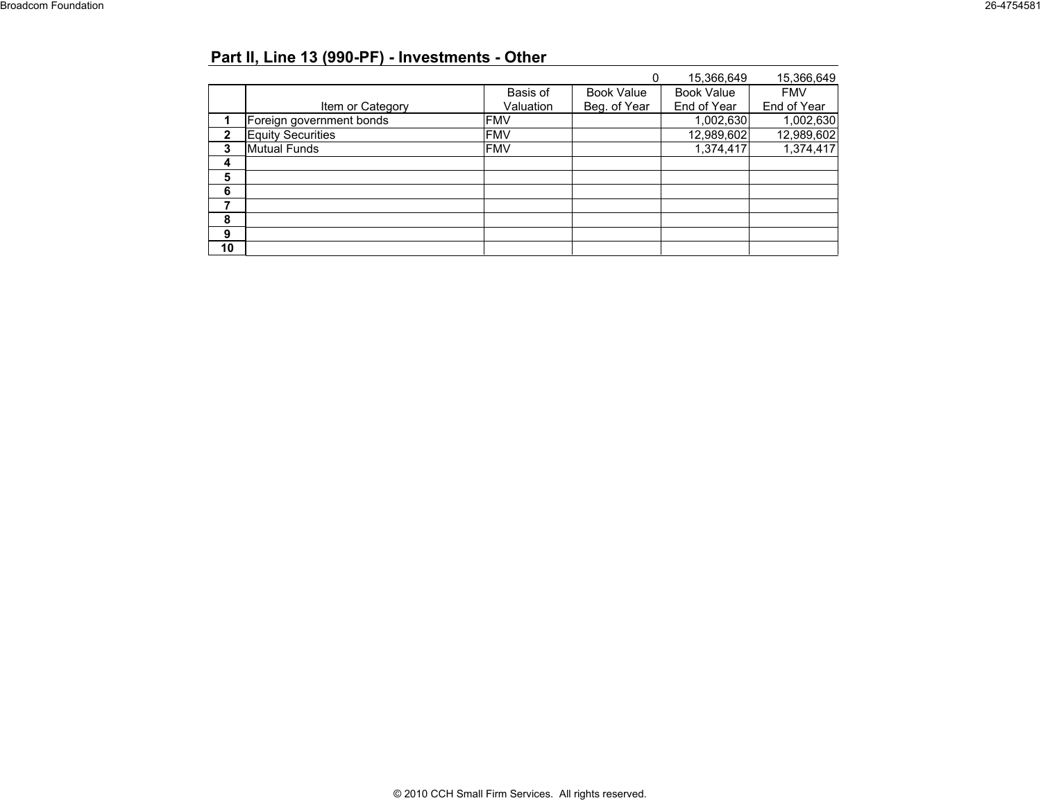## Part II, Line 13 (990-PF) - Investments - Other

| | | | 0 | 15,366,649 | 15,366,649 |
|---|---|---|---|---|---|
| | Item or Category | Basis of Valuation | Book Value Beg. of Year | Book Value End of Year | FMV End of Year |
| 1 | Foreign government bonds | FMV | | 1,002,630 | 1,002,630 |
| 2 | Equity Securities | FMV | | 12,989,602 | 12,989,602 |
| 3 | Mutual Funds | FMV | | 1,374,417 | 1,374,417 |
| 4 | | | | | |
| 5 | | | | | |
| 6 | | | | | |
| 7 | | | | | |
| 8 | | | | | |
| 9 | | | | | |
| 10 | | | | | |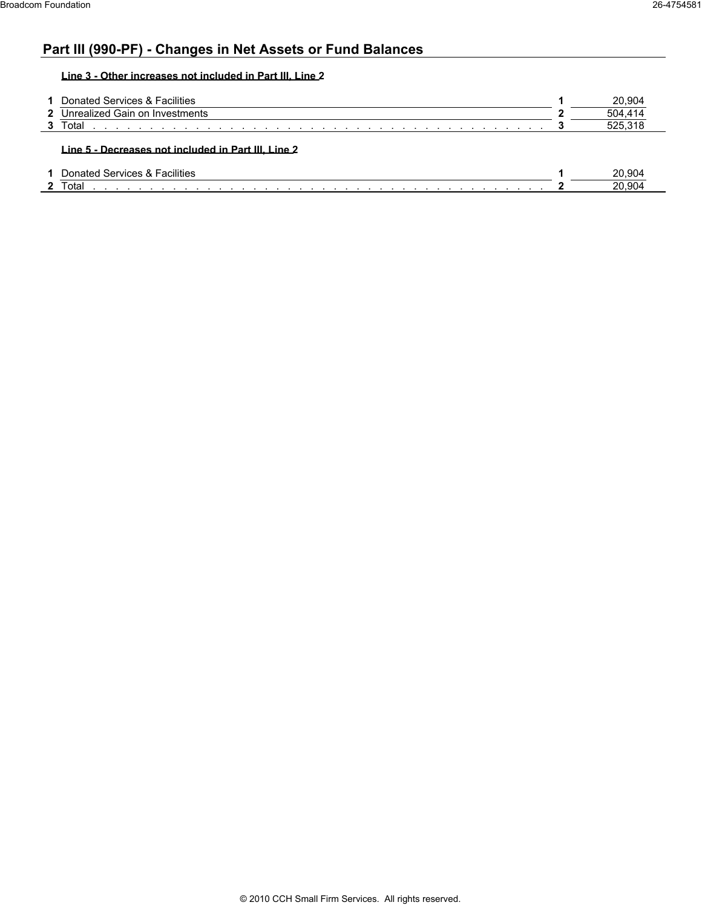## Part III (990-PF) - Changes in Net Assets or Fund Balances

**Line 3 - Other increases not included in Part III, Line 2**

| | | | |
|---|---|---|---|
| **1** | Donated Services & Facilities | **1** | 20,904 |
| **2** | Unrealized Gain on Investments | **2** | 504,414 |
| **3** | Total | **3** | 525,318 |

**Line 5 - Decreases not included in Part III, Line 2**

| | | | |
|---|---|---|---|
| **1** | Donated Services & Facilities | **1** | 20,904 |
| **2** | Total | **2** | 20,904 |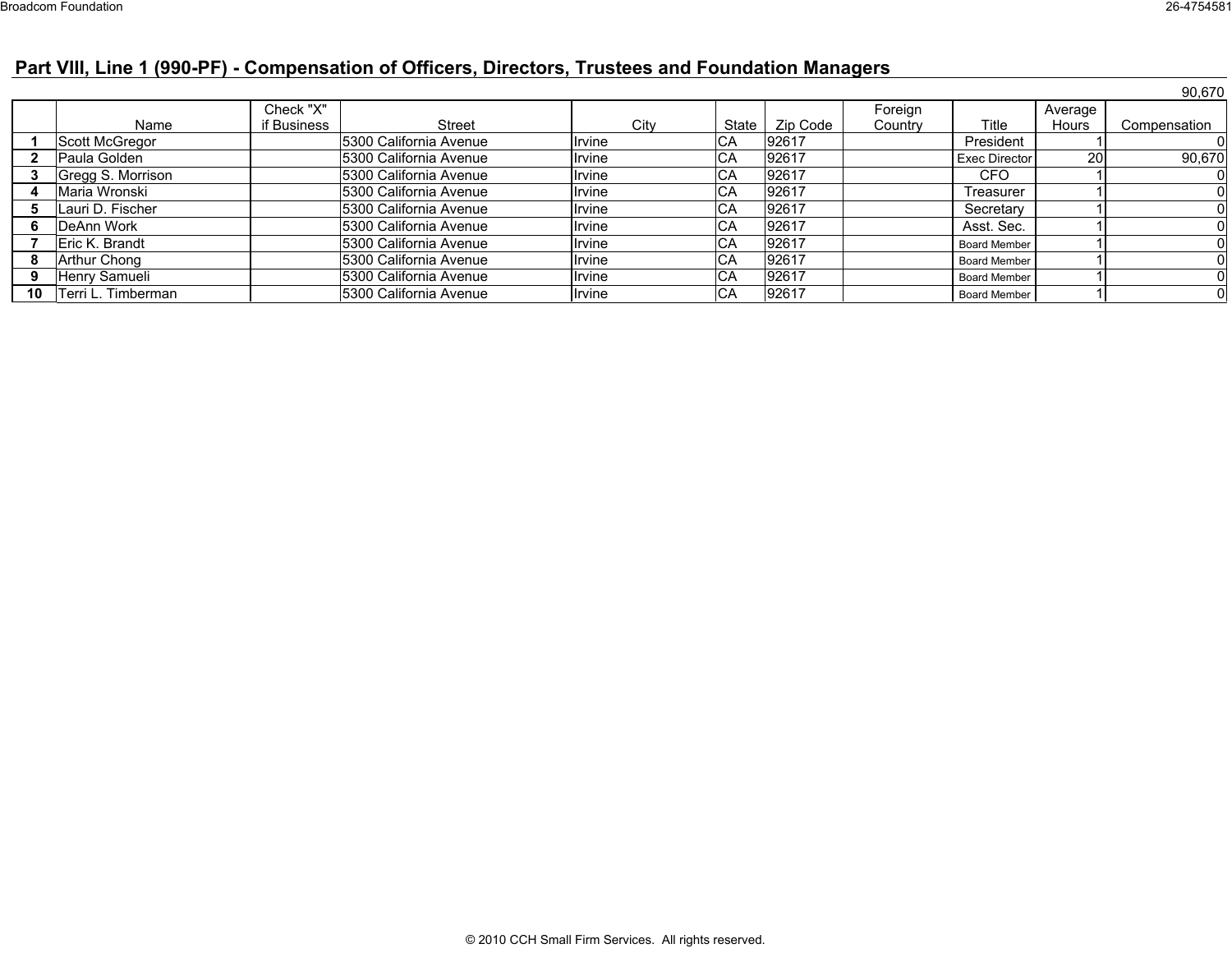## Part VIII, Line 1 (990-PF) - Compensation of Officers, Directors, Trustees and Foundation Managers

90,670

| | Name | Check "X" if Business | Street | City | State | Zip Code | Foreign Country | Title | Average Hours | Compensation |
|---|---|---|---|---|---|---|---|---|---|---|
| **1** | Scott McGregor | | 5300 California Avenue | Irvine | CA | 92617 | | President | 1 | 0 |
| **2** | Paula Golden | | 5300 California Avenue | Irvine | CA | 92617 | | Exec Director | 20 | 90,670 |
| **3** | Gregg S. Morrison | | 5300 California Avenue | Irvine | CA | 92617 | | CFO | 1 | 0 |
| **4** | Maria Wronski | | 5300 California Avenue | Irvine | CA | 92617 | | Treasurer | 1 | 0 |
| **5** | Lauri D. Fischer | | 5300 California Avenue | Irvine | CA | 92617 | | Secretary | 1 | 0 |
| **6** | DeAnn Work | | 5300 California Avenue | Irvine | CA | 92617 | | Asst. Sec. | 1 | 0 |
| **7** | Eric K. Brandt | | 5300 California Avenue | Irvine | CA | 92617 | | Board Member | 1 | 0 |
| **8** | Arthur Chong | | 5300 California Avenue | Irvine | CA | 92617 | | Board Member | 1 | 0 |
| **9** | Henry Samueli | | 5300 California Avenue | Irvine | CA | 92617 | | Board Member | 1 | 0 |
| **10** | Terri L. Timberman | | 5300 California Avenue | Irvine | CA | 92617 | | Board Member | 1 | 0 |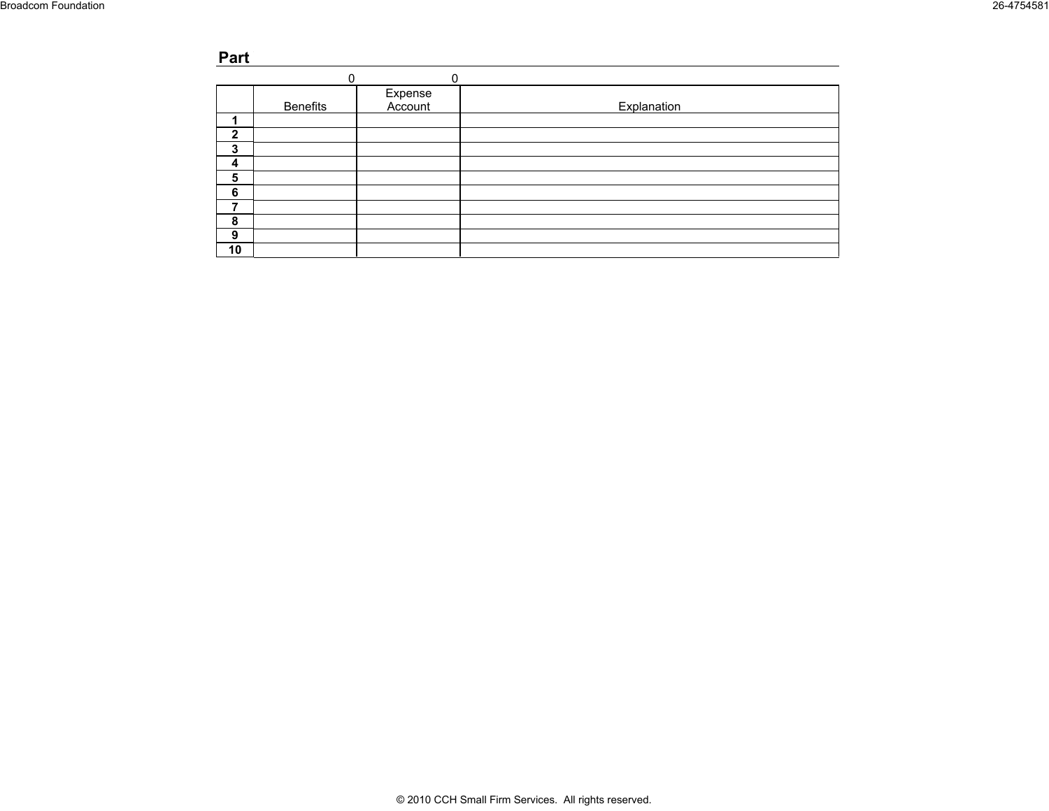**Part**

|  | Benefits | Expense Account | Explanation |
|---|---|---|---|
|  | 0 | 0 |  |
| 1 |  |  |  |
| 2 |  |  |  |
| 3 |  |  |  |
| 4 |  |  |  |
| 5 |  |  |  |
| 6 |  |  |  |
| 7 |  |  |  |
| 8 |  |  |  |
| 9 |  |  |  |
| 10 |  |  |  |

© 2010 CCH Small Firm Services. All rights reserved.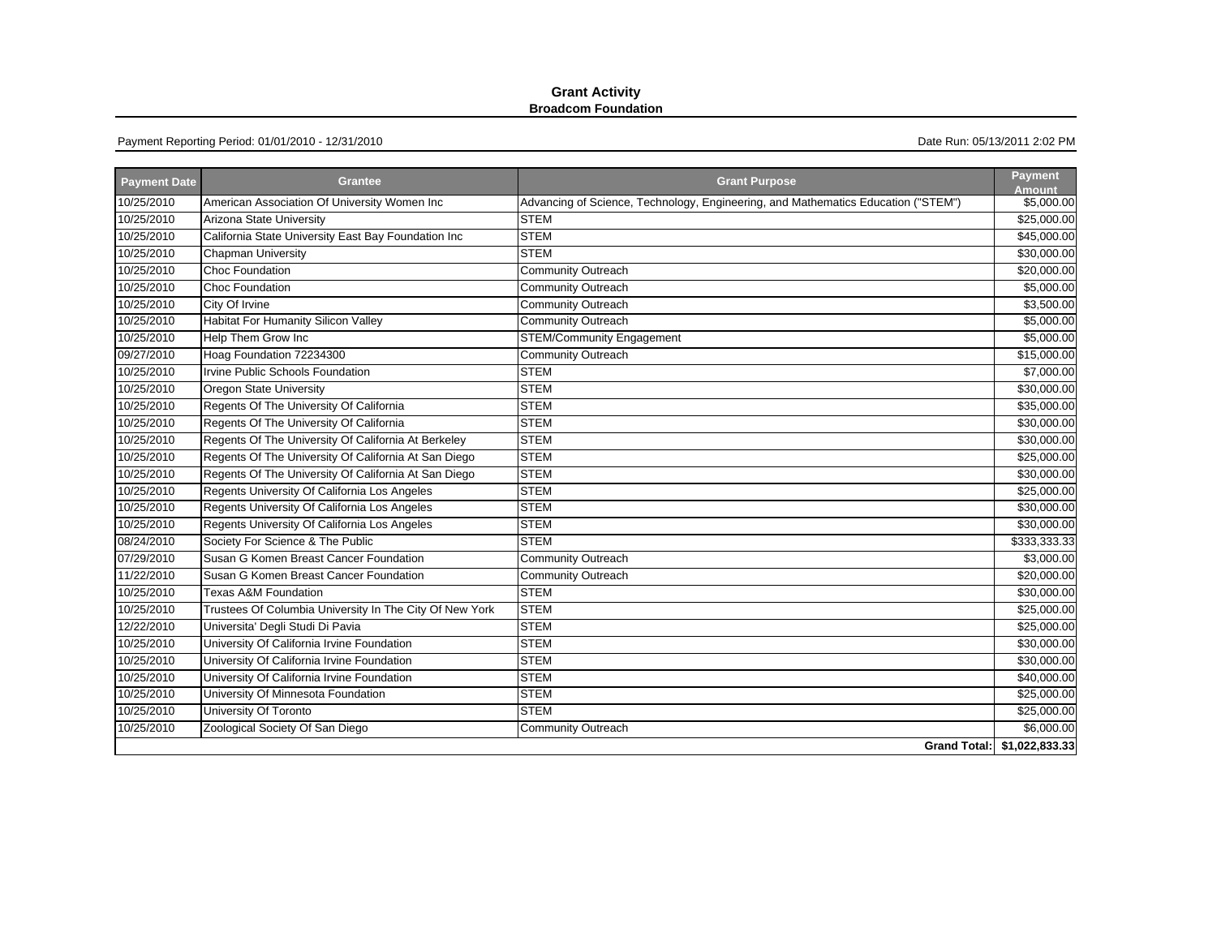# Grant Activity
## Broadcom Foundation

Payment Reporting Period: 01/01/2010 - 12/31/2010

Date Run: 05/13/2011 2:02 PM

| Payment Date | Grantee | Grant Purpose | Payment Amount |
|---|---|---|---|
| 10/25/2010 | American Association Of University Women Inc | Advancing of Science, Technology, Engineering, and Mathematics Education ("STEM") | $5,000.00 |
| 10/25/2010 | Arizona State University | STEM | $25,000.00 |
| 10/25/2010 | California State University East Bay Foundation Inc | STEM | $45,000.00 |
| 10/25/2010 | Chapman University | STEM | $30,000.00 |
| 10/25/2010 | Choc Foundation | Community Outreach | $20,000.00 |
| 10/25/2010 | Choc Foundation | Community Outreach | $5,000.00 |
| 10/25/2010 | City Of Irvine | Community Outreach | $3,500.00 |
| 10/25/2010 | Habitat For Humanity Silicon Valley | Community Outreach | $5,000.00 |
| 10/25/2010 | Help Them Grow Inc | STEM/Community Engagement | $5,000.00 |
| 09/27/2010 | Hoag Foundation 72234300 | Community Outreach | $15,000.00 |
| 10/25/2010 | Irvine Public Schools Foundation | STEM | $7,000.00 |
| 10/25/2010 | Oregon State University | STEM | $30,000.00 |
| 10/25/2010 | Regents Of The University Of California | STEM | $35,000.00 |
| 10/25/2010 | Regents Of The University Of California | STEM | $30,000.00 |
| 10/25/2010 | Regents Of The University Of California At Berkeley | STEM | $30,000.00 |
| 10/25/2010 | Regents Of The University Of California At San Diego | STEM | $25,000.00 |
| 10/25/2010 | Regents Of The University Of California At San Diego | STEM | $30,000.00 |
| 10/25/2010 | Regents University Of California Los Angeles | STEM | $25,000.00 |
| 10/25/2010 | Regents University Of California Los Angeles | STEM | $30,000.00 |
| 10/25/2010 | Regents University Of California Los Angeles | STEM | $30,000.00 |
| 08/24/2010 | Society For Science & The Public | STEM | $333,333.33 |
| 07/29/2010 | Susan G Komen Breast Cancer Foundation | Community Outreach | $3,000.00 |
| 11/22/2010 | Susan G Komen Breast Cancer Foundation | Community Outreach | $20,000.00 |
| 10/25/2010 | Texas A&M Foundation | STEM | $30,000.00 |
| 10/25/2010 | Trustees Of Columbia University In The City Of New York | STEM | $25,000.00 |
| 12/22/2010 | Universita' Degli Studi Di Pavia | STEM | $25,000.00 |
| 10/25/2010 | University Of California Irvine Foundation | STEM | $30,000.00 |
| 10/25/2010 | University Of California Irvine Foundation | STEM | $30,000.00 |
| 10/25/2010 | University Of California Irvine Foundation | STEM | $40,000.00 |
| 10/25/2010 | University Of Minnesota Foundation | STEM | $25,000.00 |
| 10/25/2010 | University Of Toronto | STEM | $25,000.00 |
| 10/25/2010 | Zoological Society Of San Diego | Community Outreach | $6,000.00 |
| | | **Grand Total:** | **$1,022,833.33** |